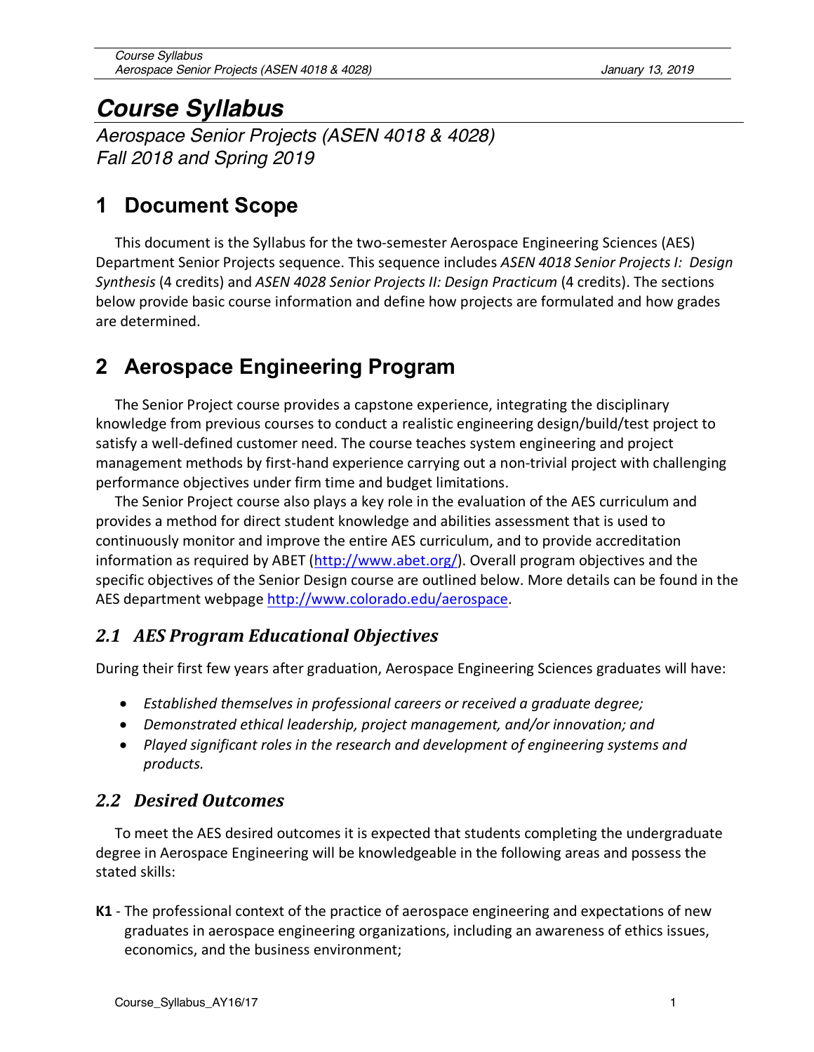# Course Syllabus

*Aerospace Senior Projects (ASEN 4018 & 4028)*
*Fall 2018 and Spring 2019*

# 1 Document Scope

This document is the Syllabus for the two-semester Aerospace Engineering Sciences (AES) Department Senior Projects sequence. This sequence includes *ASEN 4018 Senior Projects I: Design Synthesis* (4 credits) and *ASEN 4028 Senior Projects II: Design Practicum* (4 credits). The sections below provide basic course information and define how projects are formulated and how grades are determined.

# 2 Aerospace Engineering Program

The Senior Project course provides a capstone experience, integrating the disciplinary knowledge from previous courses to conduct a realistic engineering design/build/test project to satisfy a well-defined customer need. The course teaches system engineering and project management methods by first-hand experience carrying out a non-trivial project with challenging performance objectives under firm time and budget limitations.

The Senior Project course also plays a key role in the evaluation of the AES curriculum and provides a method for direct student knowledge and abilities assessment that is used to continuously monitor and improve the entire AES curriculum, and to provide accreditation information as required by ABET (http://www.abet.org/). Overall program objectives and the specific objectives of the Senior Design course are outlined below. More details can be found in the AES department webpage http://www.colorado.edu/aerospace.

## *2.1 AES Program Educational Objectives*

During their first few years after graduation, Aerospace Engineering Sciences graduates will have:

- *Established themselves in professional careers or received a graduate degree;*
- *Demonstrated ethical leadership, project management, and/or innovation; and*
- *Played significant roles in the research and development of engineering systems and products.*

## *2.2 Desired Outcomes*

To meet the AES desired outcomes it is expected that students completing the undergraduate degree in Aerospace Engineering will be knowledgeable in the following areas and possess the stated skills:

**K1** - The professional context of the practice of aerospace engineering and expectations of new graduates in aerospace engineering organizations, including an awareness of ethics issues, economics, and the business environment;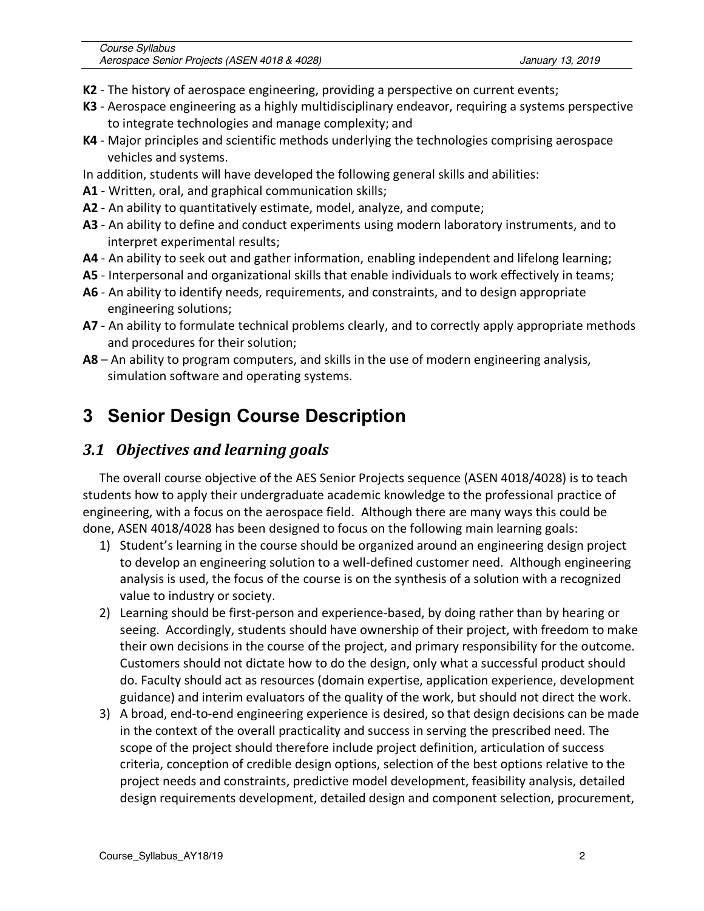**K2** - The history of aerospace engineering, providing a perspective on current events;

**K3** - Aerospace engineering as a highly multidisciplinary endeavor, requiring a systems perspective to integrate technologies and manage complexity; and

**K4** - Major principles and scientific methods underlying the technologies comprising aerospace vehicles and systems.

In addition, students will have developed the following general skills and abilities:

**A1** - Written, oral, and graphical communication skills;

**A2** - An ability to quantitatively estimate, model, analyze, and compute;

**A3** - An ability to define and conduct experiments using modern laboratory instruments, and to interpret experimental results;

**A4** - An ability to seek out and gather information, enabling independent and lifelong learning;

**A5** - Interpersonal and organizational skills that enable individuals to work effectively in teams;

**A6** - An ability to identify needs, requirements, and constraints, and to design appropriate engineering solutions;

**A7** - An ability to formulate technical problems clearly, and to correctly apply appropriate methods and procedures for their solution;

**A8** – An ability to program computers, and skills in the use of modern engineering analysis, simulation software and operating systems.

# 3 Senior Design Course Description

## *3.1 Objectives and learning goals*

The overall course objective of the AES Senior Projects sequence (ASEN 4018/4028) is to teach students how to apply their undergraduate academic knowledge to the professional practice of engineering, with a focus on the aerospace field. Although there are many ways this could be done, ASEN 4018/4028 has been designed to focus on the following main learning goals:

1) Student's learning in the course should be organized around an engineering design project to develop an engineering solution to a well-defined customer need. Although engineering analysis is used, the focus of the course is on the synthesis of a solution with a recognized value to industry or society.
2) Learning should be first-person and experience-based, by doing rather than by hearing or seeing. Accordingly, students should have ownership of their project, with freedom to make their own decisions in the course of the project, and primary responsibility for the outcome. Customers should not dictate how to do the design, only what a successful product should do. Faculty should act as resources (domain expertise, application experience, development guidance) and interim evaluators of the quality of the work, but should not direct the work.
3) A broad, end-to-end engineering experience is desired, so that design decisions can be made in the context of the overall practicality and success in serving the prescribed need. The scope of the project should therefore include project definition, articulation of success criteria, conception of credible design options, selection of the best options relative to the project needs and constraints, predictive model development, feasibility analysis, detailed design requirements development, detailed design and component selection, procurement,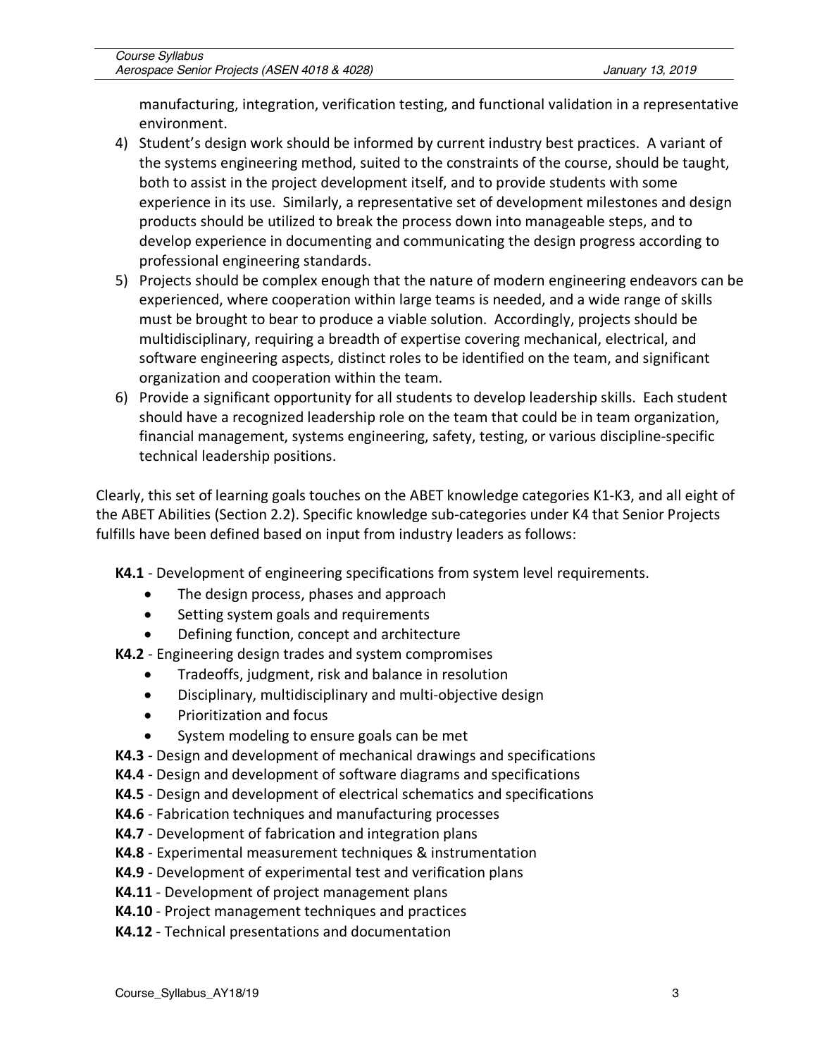manufacturing, integration, verification testing, and functional validation in a representative environment.

4) Student's design work should be informed by current industry best practices. A variant of the systems engineering method, suited to the constraints of the course, should be taught, both to assist in the project development itself, and to provide students with some experience in its use. Similarly, a representative set of development milestones and design products should be utilized to break the process down into manageable steps, and to develop experience in documenting and communicating the design progress according to professional engineering standards.
5) Projects should be complex enough that the nature of modern engineering endeavors can be experienced, where cooperation within large teams is needed, and a wide range of skills must be brought to bear to produce a viable solution. Accordingly, projects should be multidisciplinary, requiring a breadth of expertise covering mechanical, electrical, and software engineering aspects, distinct roles to be identified on the team, and significant organization and cooperation within the team.
6) Provide a significant opportunity for all students to develop leadership skills. Each student should have a recognized leadership role on the team that could be in team organization, financial management, systems engineering, safety, testing, or various discipline-specific technical leadership positions.

Clearly, this set of learning goals touches on the ABET knowledge categories K1-K3, and all eight of the ABET Abilities (Section 2.2). Specific knowledge sub-categories under K4 that Senior Projects fulfills have been defined based on input from industry leaders as follows:

**K4.1** - Development of engineering specifications from system level requirements.
- The design process, phases and approach
- Setting system goals and requirements
- Defining function, concept and architecture

**K4.2** - Engineering design trades and system compromises
- Tradeoffs, judgment, risk and balance in resolution
- Disciplinary, multidisciplinary and multi-objective design
- Prioritization and focus
- System modeling to ensure goals can be met

**K4.3** - Design and development of mechanical drawings and specifications  
**K4.4** - Design and development of software diagrams and specifications  
**K4.5** - Design and development of electrical schematics and specifications  
**K4.6** - Fabrication techniques and manufacturing processes  
**K4.7** - Development of fabrication and integration plans  
**K4.8** - Experimental measurement techniques & instrumentation  
**K4.9** - Development of experimental test and verification plans  
**K4.11** - Development of project management plans  
**K4.10** - Project management techniques and practices  
**K4.12** - Technical presentations and documentation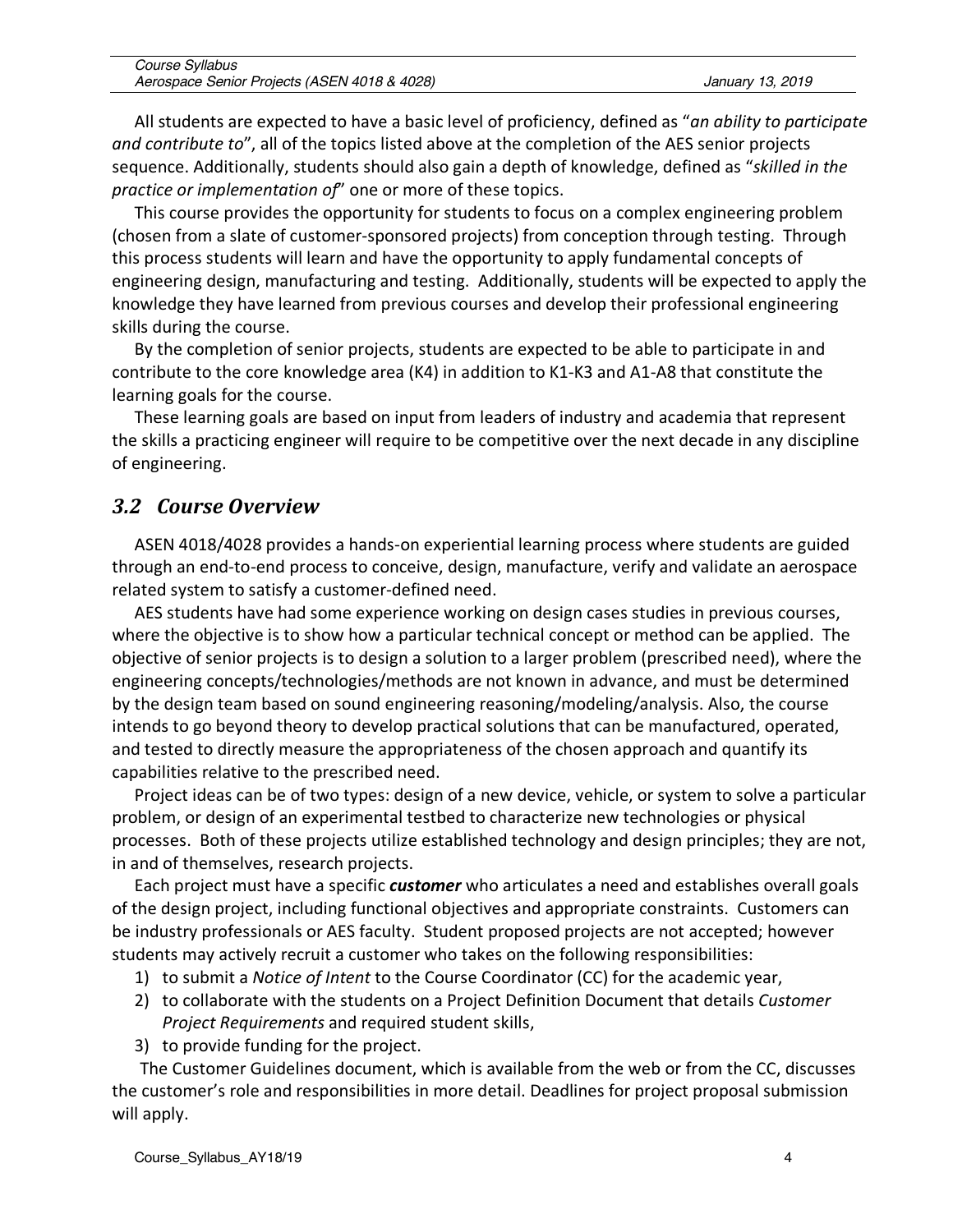All students are expected to have a basic level of proficiency, defined as "*an ability to participate and contribute to*", all of the topics listed above at the completion of the AES senior projects sequence. Additionally, students should also gain a depth of knowledge, defined as "*skilled in the practice or implementation of*" one or more of these topics.

This course provides the opportunity for students to focus on a complex engineering problem (chosen from a slate of customer-sponsored projects) from conception through testing. Through this process students will learn and have the opportunity to apply fundamental concepts of engineering design, manufacturing and testing. Additionally, students will be expected to apply the knowledge they have learned from previous courses and develop their professional engineering skills during the course.

By the completion of senior projects, students are expected to be able to participate in and contribute to the core knowledge area (K4) in addition to K1-K3 and A1-A8 that constitute the learning goals for the course.

These learning goals are based on input from leaders of industry and academia that represent the skills a practicing engineer will require to be competitive over the next decade in any discipline of engineering.

## *3.2 Course Overview*

ASEN 4018/4028 provides a hands-on experiential learning process where students are guided through an end-to-end process to conceive, design, manufacture, verify and validate an aerospace related system to satisfy a customer-defined need.

AES students have had some experience working on design cases studies in previous courses, where the objective is to show how a particular technical concept or method can be applied. The objective of senior projects is to design a solution to a larger problem (prescribed need), where the engineering concepts/technologies/methods are not known in advance, and must be determined by the design team based on sound engineering reasoning/modeling/analysis. Also, the course intends to go beyond theory to develop practical solutions that can be manufactured, operated, and tested to directly measure the appropriateness of the chosen approach and quantify its capabilities relative to the prescribed need.

Project ideas can be of two types: design of a new device, vehicle, or system to solve a particular problem, or design of an experimental testbed to characterize new technologies or physical processes. Both of these projects utilize established technology and design principles; they are not, in and of themselves, research projects.

Each project must have a specific ***customer*** who articulates a need and establishes overall goals of the design project, including functional objectives and appropriate constraints. Customers can be industry professionals or AES faculty. Student proposed projects are not accepted; however students may actively recruit a customer who takes on the following responsibilities:

1) to submit a *Notice of Intent* to the Course Coordinator (CC) for the academic year,
2) to collaborate with the students on a Project Definition Document that details *Customer Project Requirements* and required student skills,
3) to provide funding for the project.

The Customer Guidelines document, which is available from the web or from the CC, discusses the customer's role and responsibilities in more detail. Deadlines for project proposal submission will apply.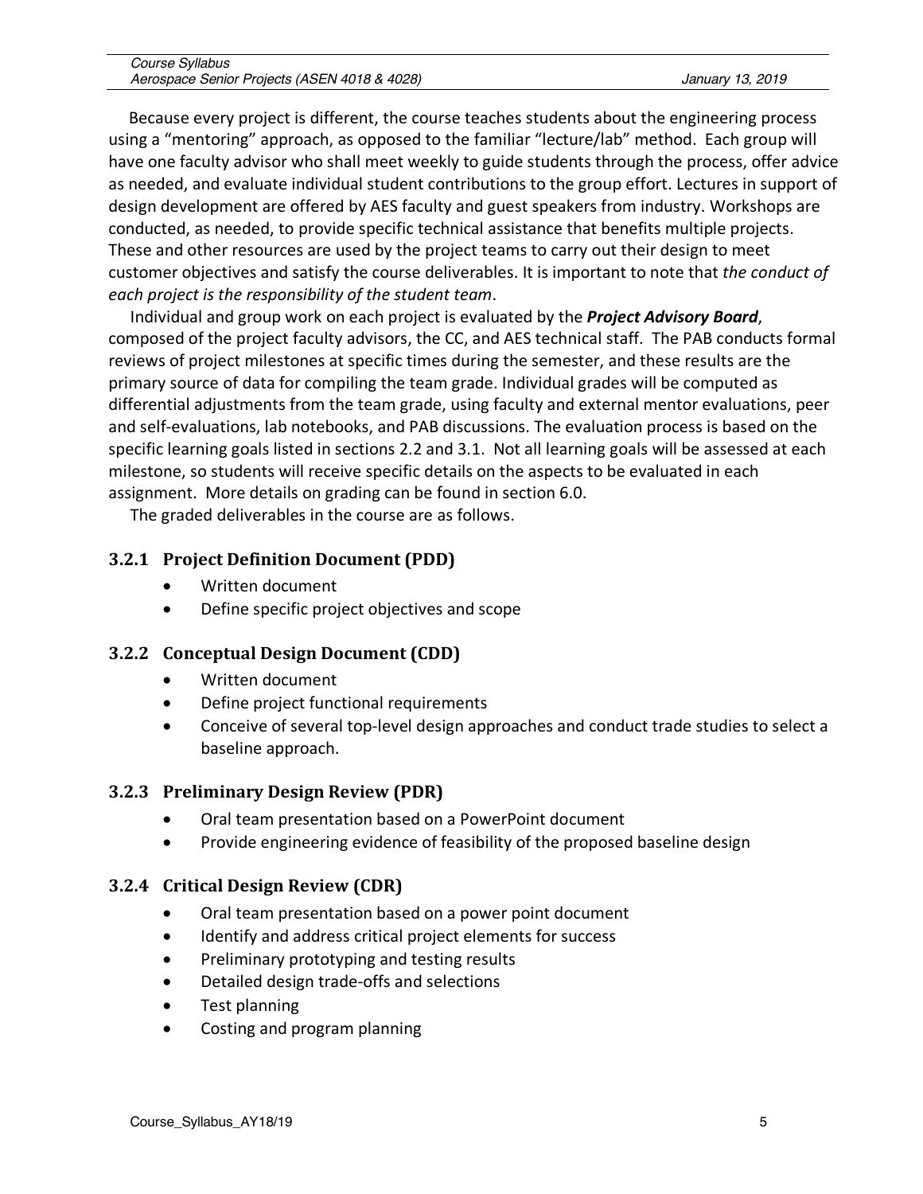Because every project is different, the course teaches students about the engineering process using a "mentoring" approach, as opposed to the familiar "lecture/lab" method. Each group will have one faculty advisor who shall meet weekly to guide students through the process, offer advice as needed, and evaluate individual student contributions to the group effort. Lectures in support of design development are offered by AES faculty and guest speakers from industry. Workshops are conducted, as needed, to provide specific technical assistance that benefits multiple projects. These and other resources are used by the project teams to carry out their design to meet customer objectives and satisfy the course deliverables. It is important to note that *the conduct of each project is the responsibility of the student team*.

Individual and group work on each project is evaluated by the ***Project Advisory Board***, composed of the project faculty advisors, the CC, and AES technical staff. The PAB conducts formal reviews of project milestones at specific times during the semester, and these results are the primary source of data for compiling the team grade. Individual grades will be computed as differential adjustments from the team grade, using faculty and external mentor evaluations, peer and self-evaluations, lab notebooks, and PAB discussions. The evaluation process is based on the specific learning goals listed in sections 2.2 and 3.1. Not all learning goals will be assessed at each milestone, so students will receive specific details on the aspects to be evaluated in each assignment. More details on grading can be found in section 6.0.

The graded deliverables in the course are as follows.

### 3.2.1 Project Definition Document (PDD)

- Written document
- Define specific project objectives and scope

### 3.2.2 Conceptual Design Document (CDD)

- Written document
- Define project functional requirements
- Conceive of several top-level design approaches and conduct trade studies to select a baseline approach.

### 3.2.3 Preliminary Design Review (PDR)

- Oral team presentation based on a PowerPoint document
- Provide engineering evidence of feasibility of the proposed baseline design

### 3.2.4 Critical Design Review (CDR)

- Oral team presentation based on a power point document
- Identify and address critical project elements for success
- Preliminary prototyping and testing results
- Detailed design trade-offs and selections
- Test planning
- Costing and program planning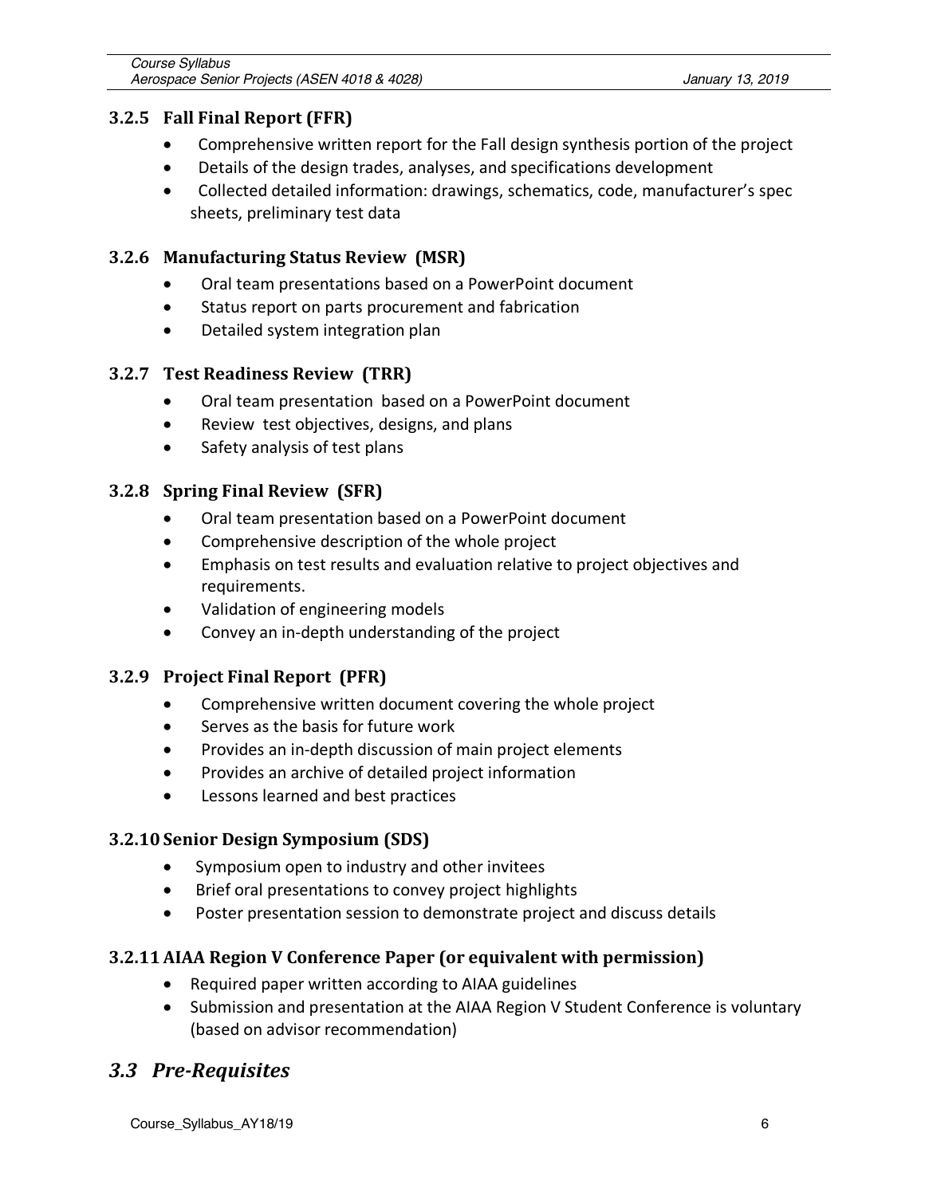### 3.2.5 Fall Final Report (FFR)

- Comprehensive written report for the Fall design synthesis portion of the project
- Details of the design trades, analyses, and specifications development
- Collected detailed information: drawings, schematics, code, manufacturer's spec sheets, preliminary test data

### 3.2.6 Manufacturing Status Review (MSR)

- Oral team presentations based on a PowerPoint document
- Status report on parts procurement and fabrication
- Detailed system integration plan

### 3.2.7 Test Readiness Review (TRR)

- Oral team presentation based on a PowerPoint document
- Review test objectives, designs, and plans
- Safety analysis of test plans

### 3.2.8 Spring Final Review (SFR)

- Oral team presentation based on a PowerPoint document
- Comprehensive description of the whole project
- Emphasis on test results and evaluation relative to project objectives and requirements.
- Validation of engineering models
- Convey an in-depth understanding of the project

### 3.2.9 Project Final Report (PFR)

- Comprehensive written document covering the whole project
- Serves as the basis for future work
- Provides an in-depth discussion of main project elements
- Provides an archive of detailed project information
- Lessons learned and best practices

### 3.2.10 Senior Design Symposium (SDS)

- Symposium open to industry and other invitees
- Brief oral presentations to convey project highlights
- Poster presentation session to demonstrate project and discuss details

### 3.2.11 AIAA Region V Conference Paper (or equivalent with permission)

- Required paper written according to AIAA guidelines
- Submission and presentation at the AIAA Region V Student Conference is voluntary (based on advisor recommendation)

## *3.3 Pre-Requisites*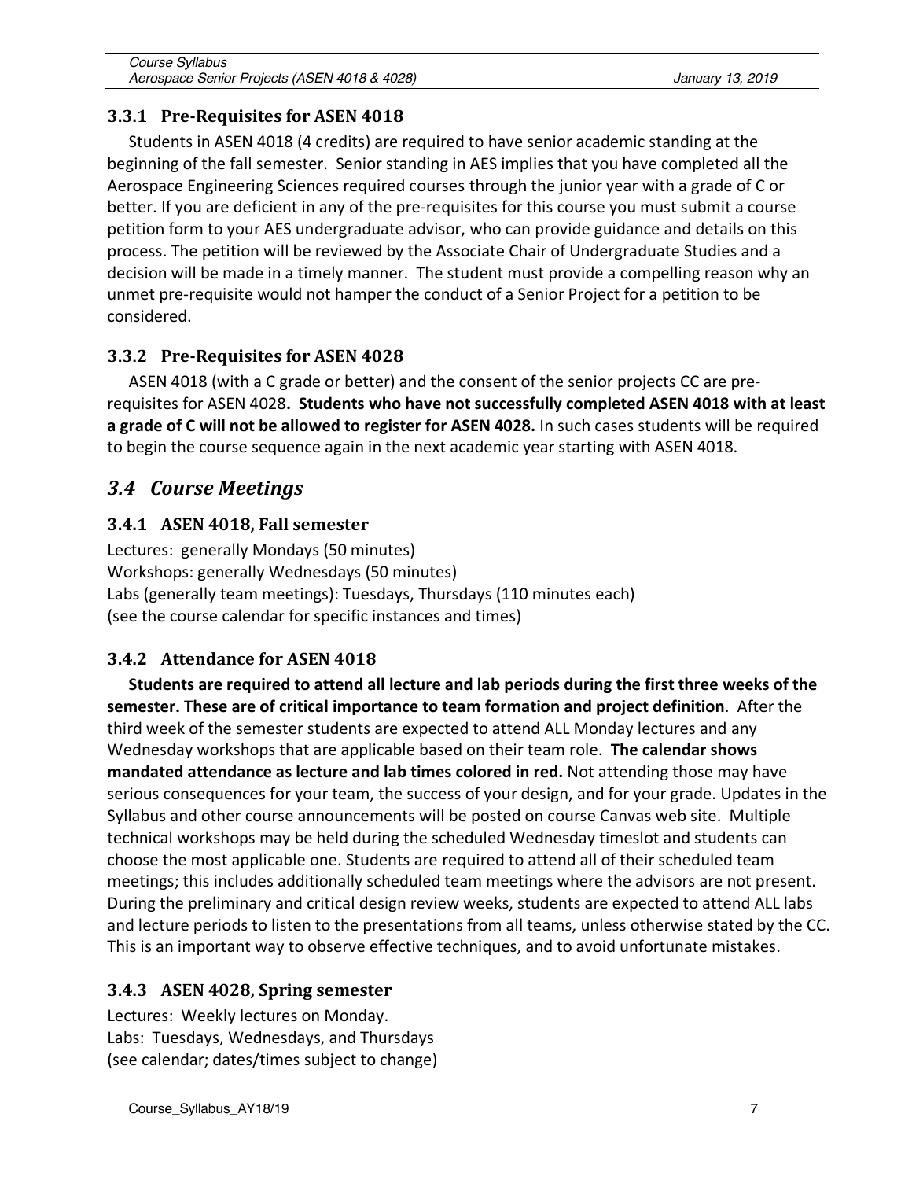### 3.3.1 Pre-Requisites for ASEN 4018

Students in ASEN 4018 (4 credits) are required to have senior academic standing at the beginning of the fall semester. Senior standing in AES implies that you have completed all the Aerospace Engineering Sciences required courses through the junior year with a grade of C or better. If you are deficient in any of the pre-requisites for this course you must submit a course petition form to your AES undergraduate advisor, who can provide guidance and details on this process. The petition will be reviewed by the Associate Chair of Undergraduate Studies and a decision will be made in a timely manner. The student must provide a compelling reason why an unmet pre-requisite would not hamper the conduct of a Senior Project for a petition to be considered.

### 3.3.2 Pre-Requisites for ASEN 4028

ASEN 4018 (with a C grade or better) and the consent of the senior projects CC are pre-requisites for ASEN 4028**. Students who have not successfully completed ASEN 4018 with at least a grade of C will not be allowed to register for ASEN 4028.** In such cases students will be required to begin the course sequence again in the next academic year starting with ASEN 4018.

## *3.4 Course Meetings*

### 3.4.1 ASEN 4018, Fall semester

Lectures: generally Mondays (50 minutes)
Workshops: generally Wednesdays (50 minutes)
Labs (generally team meetings): Tuesdays, Thursdays (110 minutes each)
(see the course calendar for specific instances and times)

### 3.4.2 Attendance for ASEN 4018

**Students are required to attend all lecture and lab periods during the first three weeks of the semester. These are of critical importance to team formation and project definition**. After the third week of the semester students are expected to attend ALL Monday lectures and any Wednesday workshops that are applicable based on their team role. **The calendar shows mandated attendance as lecture and lab times colored in red.** Not attending those may have serious consequences for your team, the success of your design, and for your grade. Updates in the Syllabus and other course announcements will be posted on course Canvas web site. Multiple technical workshops may be held during the scheduled Wednesday timeslot and students can choose the most applicable one. Students are required to attend all of their scheduled team meetings; this includes additionally scheduled team meetings where the advisors are not present. During the preliminary and critical design review weeks, students are expected to attend ALL labs and lecture periods to listen to the presentations from all teams, unless otherwise stated by the CC. This is an important way to observe effective techniques, and to avoid unfortunate mistakes.

### 3.4.3 ASEN 4028, Spring semester

Lectures: Weekly lectures on Monday.
Labs: Tuesdays, Wednesdays, and Thursdays
(see calendar; dates/times subject to change)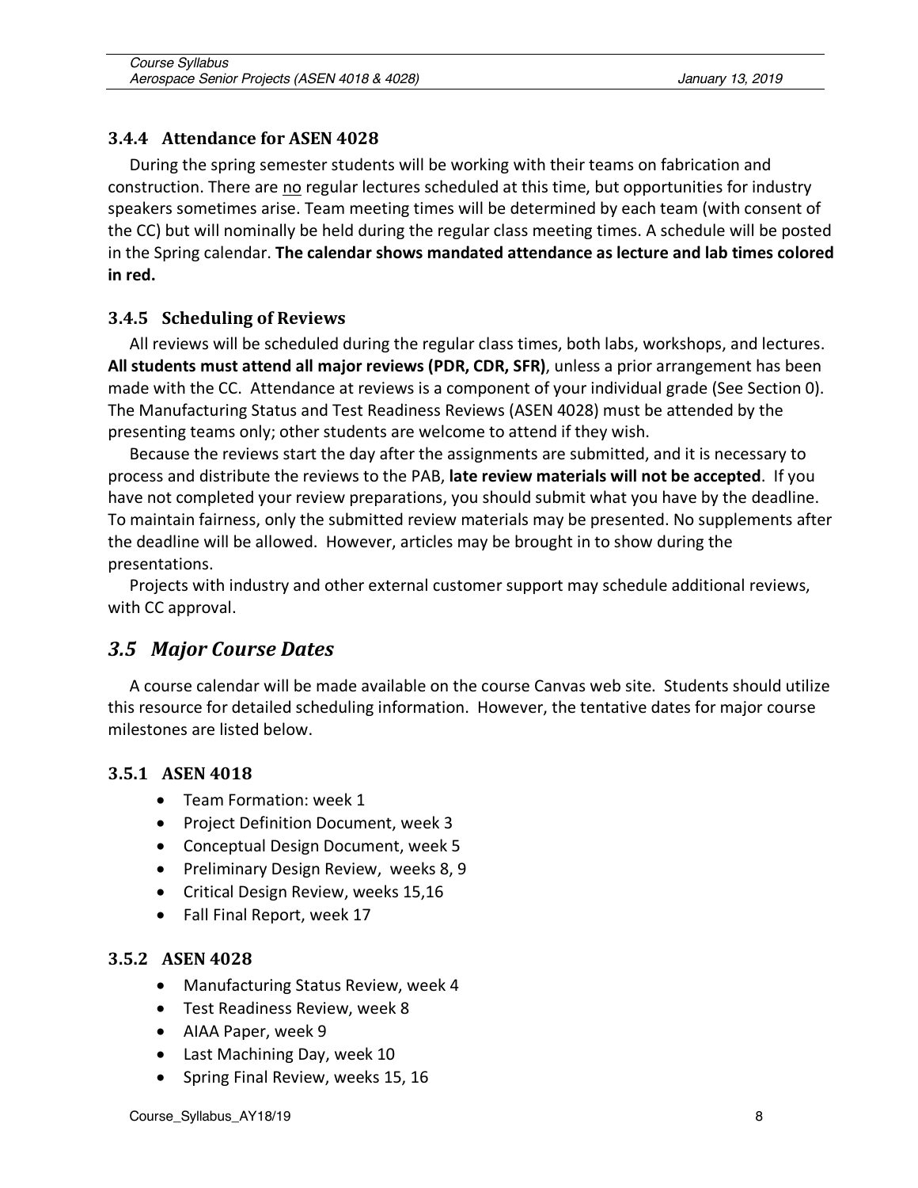### 3.4.4 Attendance for ASEN 4028

During the spring semester students will be working with their teams on fabrication and construction. There are no regular lectures scheduled at this time, but opportunities for industry speakers sometimes arise. Team meeting times will be determined by each team (with consent of the CC) but will nominally be held during the regular class meeting times. A schedule will be posted in the Spring calendar. **The calendar shows mandated attendance as lecture and lab times colored in red.**

### 3.4.5 Scheduling of Reviews

All reviews will be scheduled during the regular class times, both labs, workshops, and lectures. **All students must attend all major reviews (PDR, CDR, SFR)**, unless a prior arrangement has been made with the CC. Attendance at reviews is a component of your individual grade (See Section 0). The Manufacturing Status and Test Readiness Reviews (ASEN 4028) must be attended by the presenting teams only; other students are welcome to attend if they wish.

Because the reviews start the day after the assignments are submitted, and it is necessary to process and distribute the reviews to the PAB, **late review materials will not be accepted**. If you have not completed your review preparations, you should submit what you have by the deadline. To maintain fairness, only the submitted review materials may be presented. No supplements after the deadline will be allowed. However, articles may be brought in to show during the presentations.

Projects with industry and other external customer support may schedule additional reviews, with CC approval.

## *3.5 Major Course Dates*

A course calendar will be made available on the course Canvas web site. Students should utilize this resource for detailed scheduling information. However, the tentative dates for major course milestones are listed below.

### 3.5.1 ASEN 4018

- Team Formation: week 1
- Project Definition Document, week 3
- Conceptual Design Document, week 5
- Preliminary Design Review, weeks 8, 9
- Critical Design Review, weeks 15,16
- Fall Final Report, week 17

### 3.5.2 ASEN 4028

- Manufacturing Status Review, week 4
- Test Readiness Review, week 8
- AIAA Paper, week 9
- Last Machining Day, week 10
- Spring Final Review, weeks 15, 16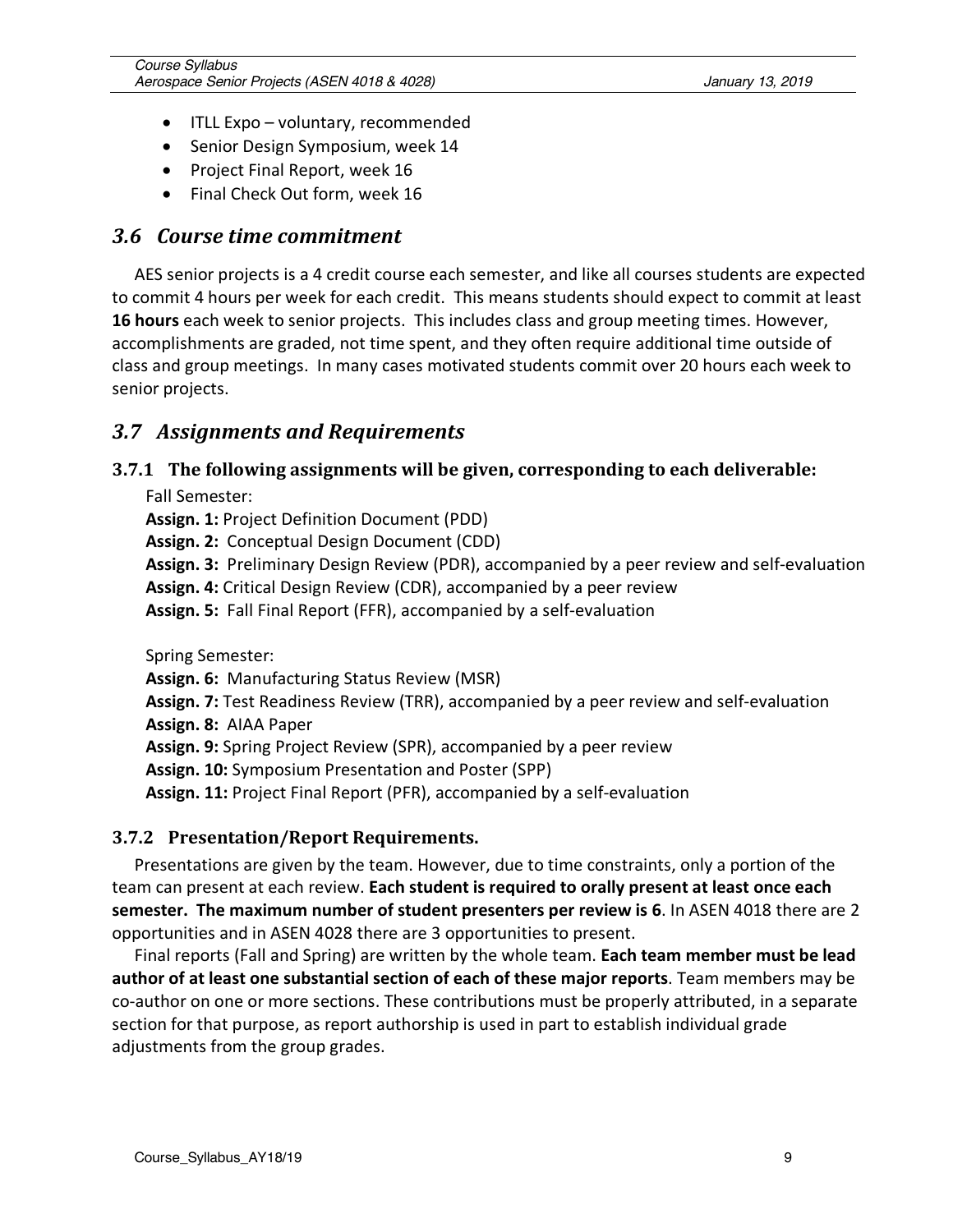- ITLL Expo – voluntary, recommended
- Senior Design Symposium, week 14
- Project Final Report, week 16
- Final Check Out form, week 16

## *3.6 Course time commitment*

AES senior projects is a 4 credit course each semester, and like all courses students are expected to commit 4 hours per week for each credit. This means students should expect to commit at least **16 hours** each week to senior projects. This includes class and group meeting times. However, accomplishments are graded, not time spent, and they often require additional time outside of class and group meetings. In many cases motivated students commit over 20 hours each week to senior projects.

## *3.7 Assignments and Requirements*

### 3.7.1 The following assignments will be given, corresponding to each deliverable:

Fall Semester:

**Assign. 1:** Project Definition Document (PDD)
**Assign. 2:** Conceptual Design Document (CDD)
**Assign. 3:** Preliminary Design Review (PDR), accompanied by a peer review and self-evaluation
**Assign. 4:** Critical Design Review (CDR), accompanied by a peer review
**Assign. 5:** Fall Final Report (FFR), accompanied by a self-evaluation

Spring Semester:

**Assign. 6:** Manufacturing Status Review (MSR)
**Assign. 7:** Test Readiness Review (TRR), accompanied by a peer review and self-evaluation
**Assign. 8:** AIAA Paper
**Assign. 9:** Spring Project Review (SPR), accompanied by a peer review
**Assign. 10:** Symposium Presentation and Poster (SPP)
**Assign. 11:** Project Final Report (PFR), accompanied by a self-evaluation

### 3.7.2 Presentation/Report Requirements.

Presentations are given by the team. However, due to time constraints, only a portion of the team can present at each review. **Each student is required to orally present at least once each semester. The maximum number of student presenters per review is 6**. In ASEN 4018 there are 2 opportunities and in ASEN 4028 there are 3 opportunities to present.

Final reports (Fall and Spring) are written by the whole team. **Each team member must be lead author of at least one substantial section of each of these major reports**. Team members may be co-author on one or more sections. These contributions must be properly attributed, in a separate section for that purpose, as report authorship is used in part to establish individual grade adjustments from the group grades.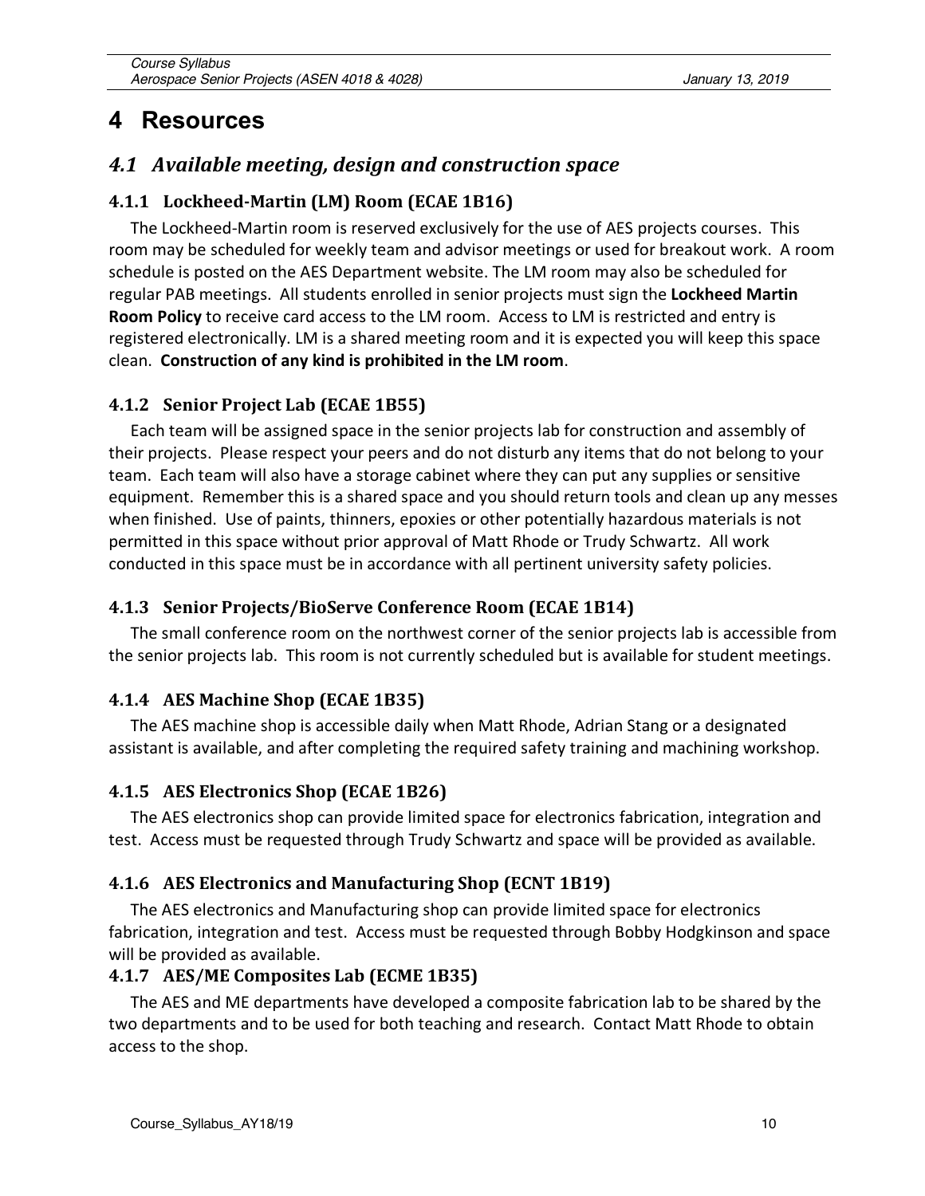# 4 Resources

## *4.1 Available meeting, design and construction space*

### 4.1.1 Lockheed-Martin (LM) Room (ECAE 1B16)

The Lockheed-Martin room is reserved exclusively for the use of AES projects courses. This room may be scheduled for weekly team and advisor meetings or used for breakout work. A room schedule is posted on the AES Department website. The LM room may also be scheduled for regular PAB meetings. All students enrolled in senior projects must sign the **Lockheed Martin Room Policy** to receive card access to the LM room. Access to LM is restricted and entry is registered electronically. LM is a shared meeting room and it is expected you will keep this space clean. **Construction of any kind is prohibited in the LM room**.

### 4.1.2 Senior Project Lab (ECAE 1B55)

Each team will be assigned space in the senior projects lab for construction and assembly of their projects. Please respect your peers and do not disturb any items that do not belong to your team. Each team will also have a storage cabinet where they can put any supplies or sensitive equipment. Remember this is a shared space and you should return tools and clean up any messes when finished. Use of paints, thinners, epoxies or other potentially hazardous materials is not permitted in this space without prior approval of Matt Rhode or Trudy Schwartz. All work conducted in this space must be in accordance with all pertinent university safety policies.

### 4.1.3 Senior Projects/BioServe Conference Room (ECAE 1B14)

The small conference room on the northwest corner of the senior projects lab is accessible from the senior projects lab. This room is not currently scheduled but is available for student meetings.

### 4.1.4 AES Machine Shop (ECAE 1B35)

The AES machine shop is accessible daily when Matt Rhode, Adrian Stang or a designated assistant is available, and after completing the required safety training and machining workshop.

### 4.1.5 AES Electronics Shop (ECAE 1B26)

The AES electronics shop can provide limited space for electronics fabrication, integration and test. Access must be requested through Trudy Schwartz and space will be provided as available.

### 4.1.6 AES Electronics and Manufacturing Shop (ECNT 1B19)

The AES electronics and Manufacturing shop can provide limited space for electronics fabrication, integration and test. Access must be requested through Bobby Hodgkinson and space will be provided as available.

### 4.1.7 AES/ME Composites Lab (ECME 1B35)

The AES and ME departments have developed a composite fabrication lab to be shared by the two departments and to be used for both teaching and research. Contact Matt Rhode to obtain access to the shop.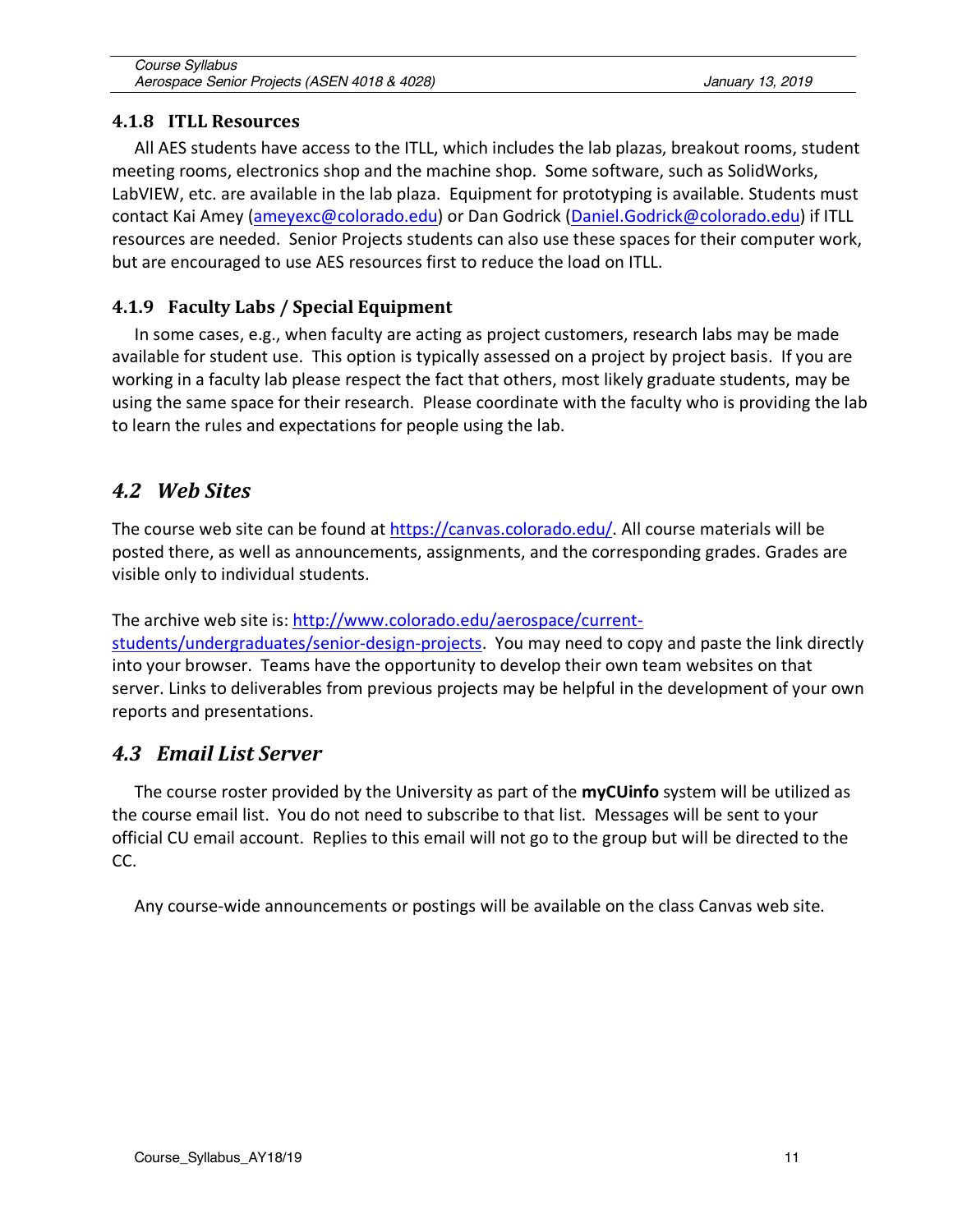### 4.1.8 ITLL Resources

All AES students have access to the ITLL, which includes the lab plazas, breakout rooms, student meeting rooms, electronics shop and the machine shop. Some software, such as SolidWorks, LabVIEW, etc. are available in the lab plaza. Equipment for prototyping is available. Students must contact Kai Amey (ameyexc@colorado.edu) or Dan Godrick (Daniel.Godrick@colorado.edu) if ITLL resources are needed. Senior Projects students can also use these spaces for their computer work, but are encouraged to use AES resources first to reduce the load on ITLL.

### 4.1.9 Faculty Labs / Special Equipment

In some cases, e.g., when faculty are acting as project customers, research labs may be made available for student use. This option is typically assessed on a project by project basis. If you are working in a faculty lab please respect the fact that others, most likely graduate students, may be using the same space for their research. Please coordinate with the faculty who is providing the lab to learn the rules and expectations for people using the lab.

## *4.2 Web Sites*

The course web site can be found at https://canvas.colorado.edu/. All course materials will be posted there, as well as announcements, assignments, and the corresponding grades. Grades are visible only to individual students.

The archive web site is: http://www.colorado.edu/aerospace/current-students/undergraduates/senior-design-projects. You may need to copy and paste the link directly into your browser. Teams have the opportunity to develop their own team websites on that server. Links to deliverables from previous projects may be helpful in the development of your own reports and presentations.

## *4.3 Email List Server*

The course roster provided by the University as part of the **myCUinfo** system will be utilized as the course email list. You do not need to subscribe to that list. Messages will be sent to your official CU email account. Replies to this email will not go to the group but will be directed to the CC.

Any course-wide announcements or postings will be available on the class Canvas web site.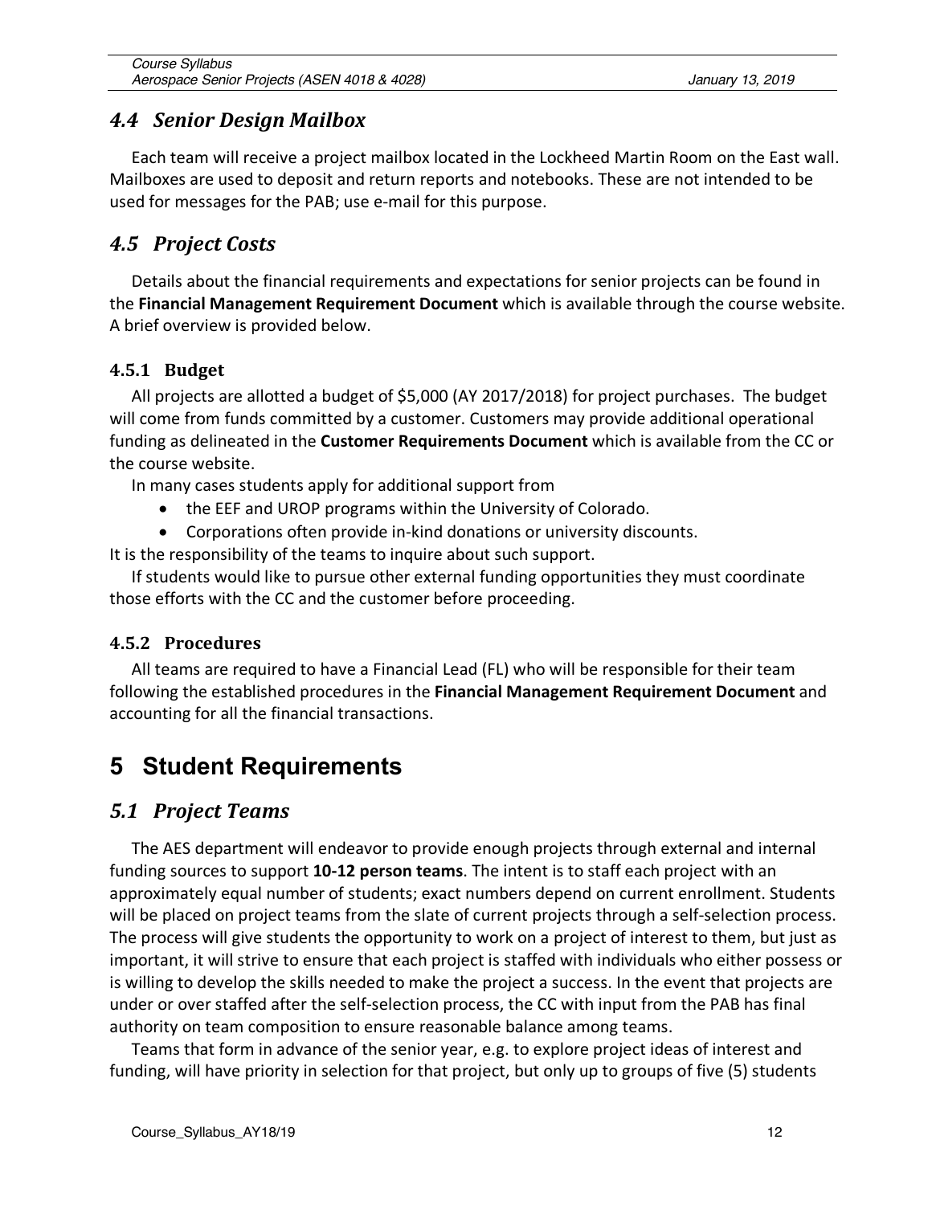## *4.4 Senior Design Mailbox*

Each team will receive a project mailbox located in the Lockheed Martin Room on the East wall. Mailboxes are used to deposit and return reports and notebooks. These are not intended to be used for messages for the PAB; use e-mail for this purpose.

## *4.5 Project Costs*

Details about the financial requirements and expectations for senior projects can be found in the **Financial Management Requirement Document** which is available through the course website. A brief overview is provided below.

### 4.5.1 Budget

All projects are allotted a budget of $5,000 (AY 2017/2018) for project purchases. The budget will come from funds committed by a customer. Customers may provide additional operational funding as delineated in the **Customer Requirements Document** which is available from the CC or the course website.

In many cases students apply for additional support from

- the EEF and UROP programs within the University of Colorado.
- Corporations often provide in-kind donations or university discounts.

It is the responsibility of the teams to inquire about such support.

If students would like to pursue other external funding opportunities they must coordinate those efforts with the CC and the customer before proceeding.

### 4.5.2 Procedures

All teams are required to have a Financial Lead (FL) who will be responsible for their team following the established procedures in the **Financial Management Requirement Document** and accounting for all the financial transactions.

# 5 Student Requirements

## *5.1 Project Teams*

The AES department will endeavor to provide enough projects through external and internal funding sources to support **10-12 person teams**. The intent is to staff each project with an approximately equal number of students; exact numbers depend on current enrollment. Students will be placed on project teams from the slate of current projects through a self-selection process. The process will give students the opportunity to work on a project of interest to them, but just as important, it will strive to ensure that each project is staffed with individuals who either possess or is willing to develop the skills needed to make the project a success. In the event that projects are under or over staffed after the self-selection process, the CC with input from the PAB has final authority on team composition to ensure reasonable balance among teams.

Teams that form in advance of the senior year, e.g. to explore project ideas of interest and funding, will have priority in selection for that project, but only up to groups of five (5) students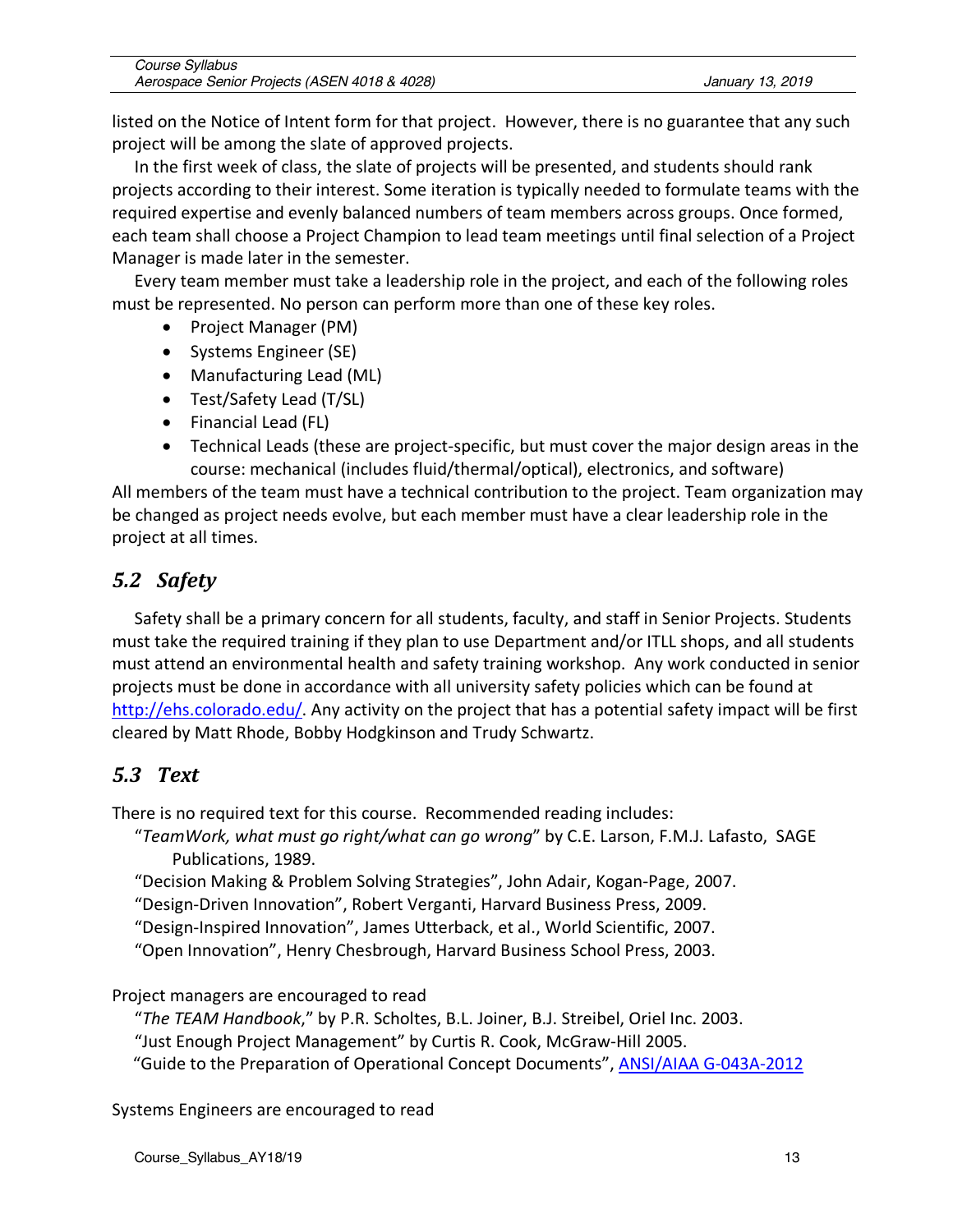listed on the Notice of Intent form for that project. However, there is no guarantee that any such project will be among the slate of approved projects.

In the first week of class, the slate of projects will be presented, and students should rank projects according to their interest. Some iteration is typically needed to formulate teams with the required expertise and evenly balanced numbers of team members across groups. Once formed, each team shall choose a Project Champion to lead team meetings until final selection of a Project Manager is made later in the semester.

Every team member must take a leadership role in the project, and each of the following roles must be represented. No person can perform more than one of these key roles.

- Project Manager (PM)
- Systems Engineer (SE)
- Manufacturing Lead (ML)
- Test/Safety Lead (T/SL)
- Financial Lead (FL)
- Technical Leads (these are project-specific, but must cover the major design areas in the course: mechanical (includes fluid/thermal/optical), electronics, and software)

All members of the team must have a technical contribution to the project. Team organization may be changed as project needs evolve, but each member must have a clear leadership role in the project at all times.

## *5.2 Safety*

Safety shall be a primary concern for all students, faculty, and staff in Senior Projects. Students must take the required training if they plan to use Department and/or ITLL shops, and all students must attend an environmental health and safety training workshop. Any work conducted in senior projects must be done in accordance with all university safety policies which can be found at [http://ehs.colorado.edu/](http://ehs.colorado.edu/). Any activity on the project that has a potential safety impact will be first cleared by Matt Rhode, Bobby Hodgkinson and Trudy Schwartz.

## *5.3 Text*

There is no required text for this course. Recommended reading includes:

"*TeamWork, what must go right/what can go wrong*" by C.E. Larson, F.M.J. Lafasto, SAGE Publications, 1989.
"Decision Making & Problem Solving Strategies", John Adair, Kogan-Page, 2007.
"Design-Driven Innovation", Robert Verganti, Harvard Business Press, 2009.
"Design-Inspired Innovation", James Utterback, et al., World Scientific, 2007.
"Open Innovation", Henry Chesbrough, Harvard Business School Press, 2003.

Project managers are encouraged to read

"*The TEAM Handbook*," by P.R. Scholtes, B.L. Joiner, B.J. Streibel, Oriel Inc. 2003.
"Just Enough Project Management" by Curtis R. Cook, McGraw-Hill 2005.
"Guide to the Preparation of Operational Concept Documents", ANSI/AIAA G-043A-2012

Systems Engineers are encouraged to read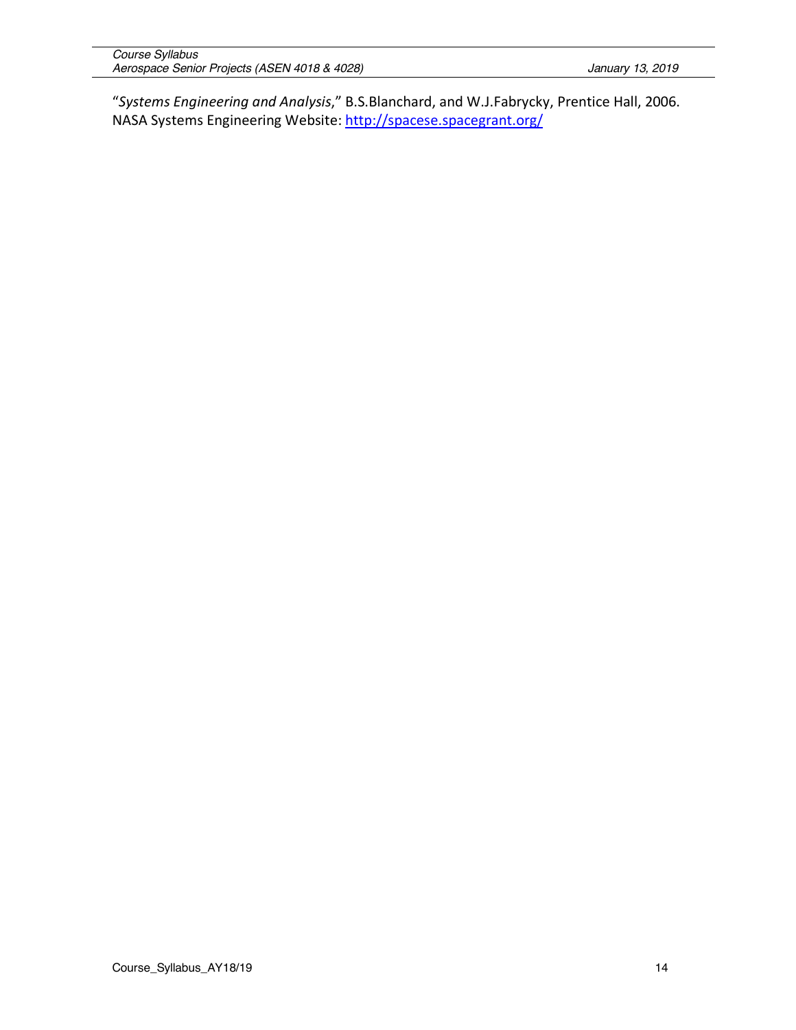"*Systems Engineering and Analysis*," B.S.Blanchard, and W.J.Fabrycky, Prentice Hall, 2006.
NASA Systems Engineering Website: [http://spacese.spacegrant.org/](http://spacese.spacegrant.org/)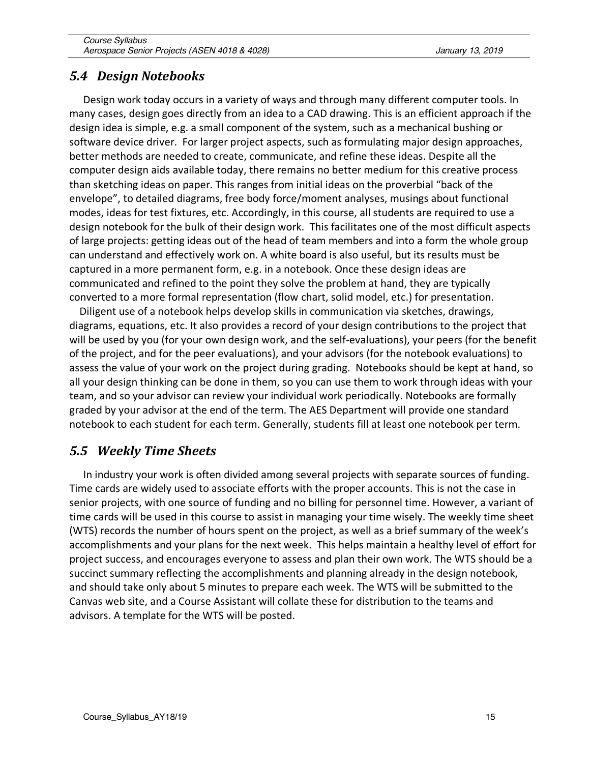## 5.4 Design Notebooks

Design work today occurs in a variety of ways and through many different computer tools. In many cases, design goes directly from an idea to a CAD drawing. This is an efficient approach if the design idea is simple, e.g. a small component of the system, such as a mechanical bushing or software device driver. For larger project aspects, such as formulating major design approaches, better methods are needed to create, communicate, and refine these ideas. Despite all the computer design aids available today, there remains no better medium for this creative process than sketching ideas on paper. This ranges from initial ideas on the proverbial "back of the envelope", to detailed diagrams, free body force/moment analyses, musings about functional modes, ideas for test fixtures, etc. Accordingly, in this course, all students are required to use a design notebook for the bulk of their design work. This facilitates one of the most difficult aspects of large projects: getting ideas out of the head of team members and into a form the whole group can understand and effectively work on. A white board is also useful, but its results must be captured in a more permanent form, e.g. in a notebook. Once these design ideas are communicated and refined to the point they solve the problem at hand, they are typically converted to a more formal representation (flow chart, solid model, etc.) for presentation.

Diligent use of a notebook helps develop skills in communication via sketches, drawings, diagrams, equations, etc. It also provides a record of your design contributions to the project that will be used by you (for your own design work, and the self-evaluations), your peers (for the benefit of the project, and for the peer evaluations), and your advisors (for the notebook evaluations) to assess the value of your work on the project during grading. Notebooks should be kept at hand, so all your design thinking can be done in them, so you can use them to work through ideas with your team, and so your advisor can review your individual work periodically. Notebooks are formally graded by your advisor at the end of the term. The AES Department will provide one standard notebook to each student for each term. Generally, students fill at least one notebook per term.

## 5.5 Weekly Time Sheets

In industry your work is often divided among several projects with separate sources of funding. Time cards are widely used to associate efforts with the proper accounts. This is not the case in senior projects, with one source of funding and no billing for personnel time. However, a variant of time cards will be used in this course to assist in managing your time wisely. The weekly time sheet (WTS) records the number of hours spent on the project, as well as a brief summary of the week's accomplishments and your plans for the next week. This helps maintain a healthy level of effort for project success, and encourages everyone to assess and plan their own work. The WTS should be a succinct summary reflecting the accomplishments and planning already in the design notebook, and should take only about 5 minutes to prepare each week. The WTS will be submitted to the Canvas web site, and a Course Assistant will collate these for distribution to the teams and advisors. A template for the WTS will be posted.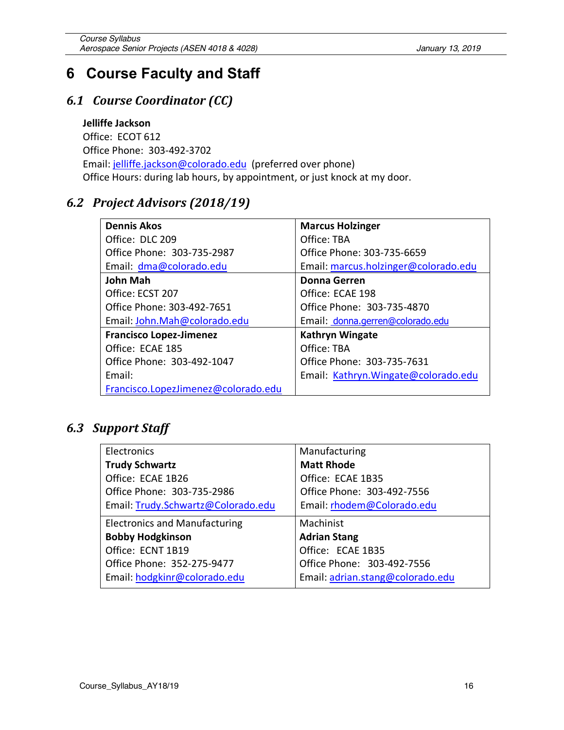# 6 Course Faculty and Staff

## *6.1 Course Coordinator (CC)*

**Jelliffe Jackson**
Office: ECOT 612
Office Phone: 303-492-3702
Email: jelliffe.jackson@colorado.edu (preferred over phone)
Office Hours: during lab hours, by appointment, or just knock at my door.

## *6.2 Project Advisors (2018/19)*

| | |
|---|---|
| **Dennis Akos**<br>Office: DLC 209<br>Office Phone: 303-735-2987<br>Email: dma@colorado.edu | **Marcus Holzinger**<br>Office: TBA<br>Office Phone: 303-735-6659<br>Email: marcus.holzinger@colorado.edu |
| **John Mah**<br>Office: ECST 207<br>Office Phone: 303-492-7651<br>Email: John.Mah@colorado.edu | **Donna Gerren**<br>Office: ECAE 198<br>Office Phone: 303-735-4870<br>Email: donna.gerren@colorado.edu |
| **Francisco Lopez-Jimenez**<br>Office: ECAE 185<br>Office Phone: 303-492-1047<br>Email:<br>Francisco.LopezJimenez@colorado.edu | **Kathryn Wingate**<br>Office: TBA<br>Office Phone: 303-735-7631<br>Email: Kathryn.Wingate@colorado.edu |

## *6.3 Support Staff*

| | |
|---|---|
| Electronics<br>**Trudy Schwartz**<br>Office: ECAE 1B26<br>Office Phone: 303-735-2986<br>Email: Trudy.Schwartz@Colorado.edu | Manufacturing<br>**Matt Rhode**<br>Office: ECAE 1B35<br>Office Phone: 303-492-7556<br>Email: rhodem@Colorado.edu |
| Electronics and Manufacturing<br>**Bobby Hodgkinson**<br>Office: ECNT 1B19<br>Office Phone: 352-275-9477<br>Email: hodgkinr@colorado.edu | Machinist<br>**Adrian Stang**<br>Office: ECAE 1B35<br>Office Phone: 303-492-7556<br>Email: adrian.stang@colorado.edu |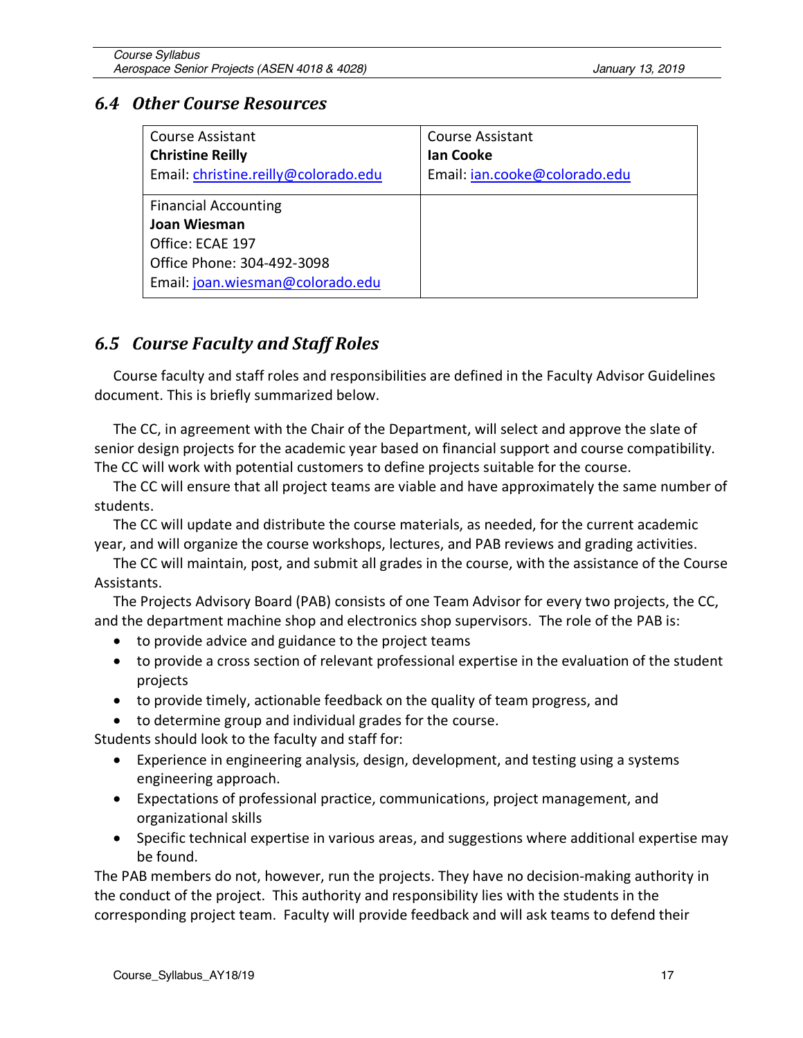## 6.4 Other Course Resources

| Course Assistant<br>**Christine Reilly**<br>Email: christine.reilly@colorado.edu | Course Assistant<br>**Ian Cooke**<br>Email: ian.cooke@colorado.edu |
|---|---|
| Financial Accounting<br>**Joan Wiesman**<br>Office: ECAE 197<br>Office Phone: 304-492-3098<br>Email: joan.wiesman@colorado.edu | |

## 6.5 Course Faculty and Staff Roles

Course faculty and staff roles and responsibilities are defined in the Faculty Advisor Guidelines document. This is briefly summarized below.

The CC, in agreement with the Chair of the Department, will select and approve the slate of senior design projects for the academic year based on financial support and course compatibility. The CC will work with potential customers to define projects suitable for the course.

The CC will ensure that all project teams are viable and have approximately the same number of students.

The CC will update and distribute the course materials, as needed, for the current academic year, and will organize the course workshops, lectures, and PAB reviews and grading activities.

The CC will maintain, post, and submit all grades in the course, with the assistance of the Course Assistants.

The Projects Advisory Board (PAB) consists of one Team Advisor for every two projects, the CC, and the department machine shop and electronics shop supervisors. The role of the PAB is:

- to provide advice and guidance to the project teams
- to provide a cross section of relevant professional expertise in the evaluation of the student projects
- to provide timely, actionable feedback on the quality of team progress, and
- to determine group and individual grades for the course.

Students should look to the faculty and staff for:

- Experience in engineering analysis, design, development, and testing using a systems engineering approach.
- Expectations of professional practice, communications, project management, and organizational skills
- Specific technical expertise in various areas, and suggestions where additional expertise may be found.

The PAB members do not, however, run the projects. They have no decision-making authority in the conduct of the project. This authority and responsibility lies with the students in the corresponding project team. Faculty will provide feedback and will ask teams to defend their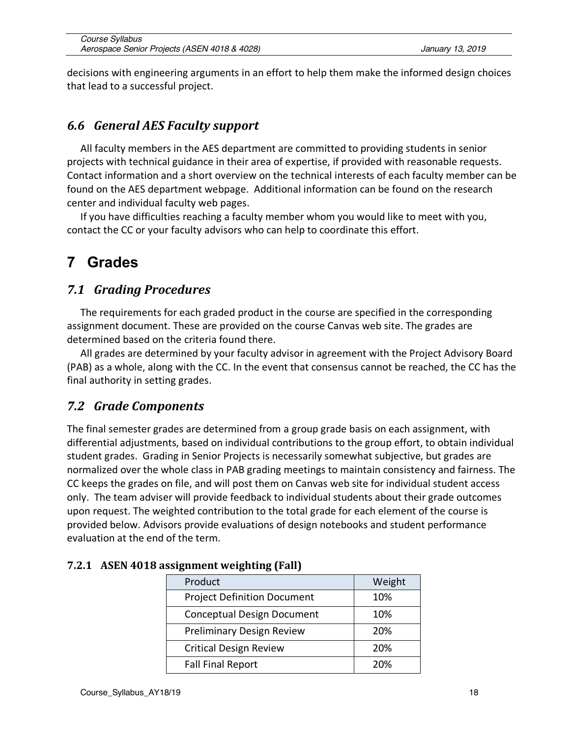decisions with engineering arguments in an effort to help them make the informed design choices that lead to a successful project.

## *6.6 General AES Faculty support*

All faculty members in the AES department are committed to providing students in senior projects with technical guidance in their area of expertise, if provided with reasonable requests. Contact information and a short overview on the technical interests of each faculty member can be found on the AES department webpage. Additional information can be found on the research center and individual faculty web pages.

If you have difficulties reaching a faculty member whom you would like to meet with you, contact the CC or your faculty advisors who can help to coordinate this effort.

# 7 Grades

## *7.1 Grading Procedures*

The requirements for each graded product in the course are specified in the corresponding assignment document. These are provided on the course Canvas web site. The grades are determined based on the criteria found there.

All grades are determined by your faculty advisor in agreement with the Project Advisory Board (PAB) as a whole, along with the CC. In the event that consensus cannot be reached, the CC has the final authority in setting grades.

## *7.2 Grade Components*

The final semester grades are determined from a group grade basis on each assignment, with differential adjustments, based on individual contributions to the group effort, to obtain individual student grades. Grading in Senior Projects is necessarily somewhat subjective, but grades are normalized over the whole class in PAB grading meetings to maintain consistency and fairness. The CC keeps the grades on file, and will post them on Canvas web site for individual student access only. The team adviser will provide feedback to individual students about their grade outcomes upon request. The weighted contribution to the total grade for each element of the course is provided below. Advisors provide evaluations of design notebooks and student performance evaluation at the end of the term.

### 7.2.1 ASEN 4018 assignment weighting (Fall)

| Product | Weight |
|---|---|
| Project Definition Document | 10% |
| Conceptual Design Document | 10% |
| Preliminary Design Review | 20% |
| Critical Design Review | 20% |
| Fall Final Report | 20% |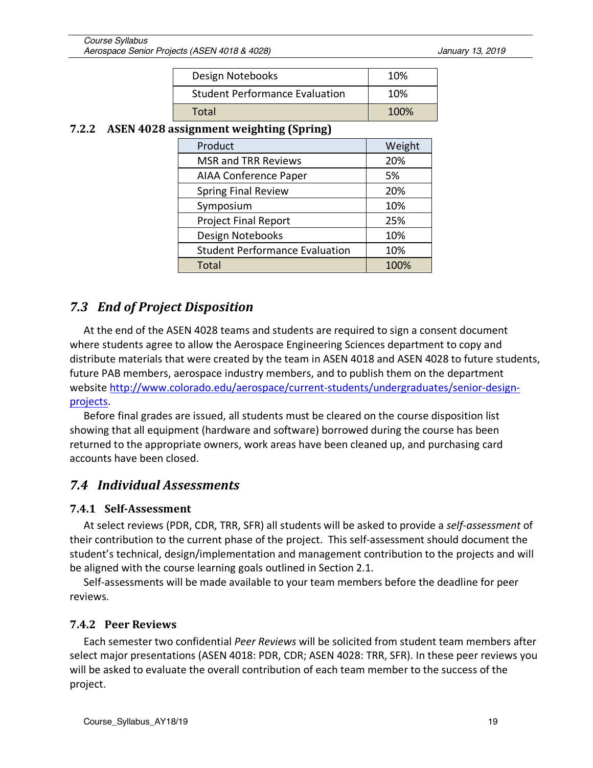| | |
|---|---|
| Design Notebooks | 10% |
| Student Performance Evaluation | 10% |
| Total | 100% |

#### 7.2.2 ASEN 4028 assignment weighting (Spring)

| Product | Weight |
|---|---|
| MSR and TRR Reviews | 20% |
| AIAA Conference Paper | 5% |
| Spring Final Review | 20% |
| Symposium | 10% |
| Project Final Report | 25% |
| Design Notebooks | 10% |
| Student Performance Evaluation | 10% |
| Total | 100% |

## *7.3 End of Project Disposition*

At the end of the ASEN 4028 teams and students are required to sign a consent document where students agree to allow the Aerospace Engineering Sciences department to copy and distribute materials that were created by the team in ASEN 4018 and ASEN 4028 to future students, future PAB members, aerospace industry members, and to publish them on the department website http://www.colorado.edu/aerospace/current-students/undergraduates/senior-design-projects.

Before final grades are issued, all students must be cleared on the course disposition list showing that all equipment (hardware and software) borrowed during the course has been returned to the appropriate owners, work areas have been cleaned up, and purchasing card accounts have been closed.

## *7.4 Individual Assessments*

### 7.4.1 Self-Assessment

At select reviews (PDR, CDR, TRR, SFR) all students will be asked to provide a *self-assessment* of their contribution to the current phase of the project. This self-assessment should document the student's technical, design/implementation and management contribution to the projects and will be aligned with the course learning goals outlined in Section 2.1.

Self-assessments will be made available to your team members before the deadline for peer reviews.

### 7.4.2 Peer Reviews

Each semester two confidential *Peer Reviews* will be solicited from student team members after select major presentations (ASEN 4018: PDR, CDR; ASEN 4028: TRR, SFR). In these peer reviews you will be asked to evaluate the overall contribution of each team member to the success of the project.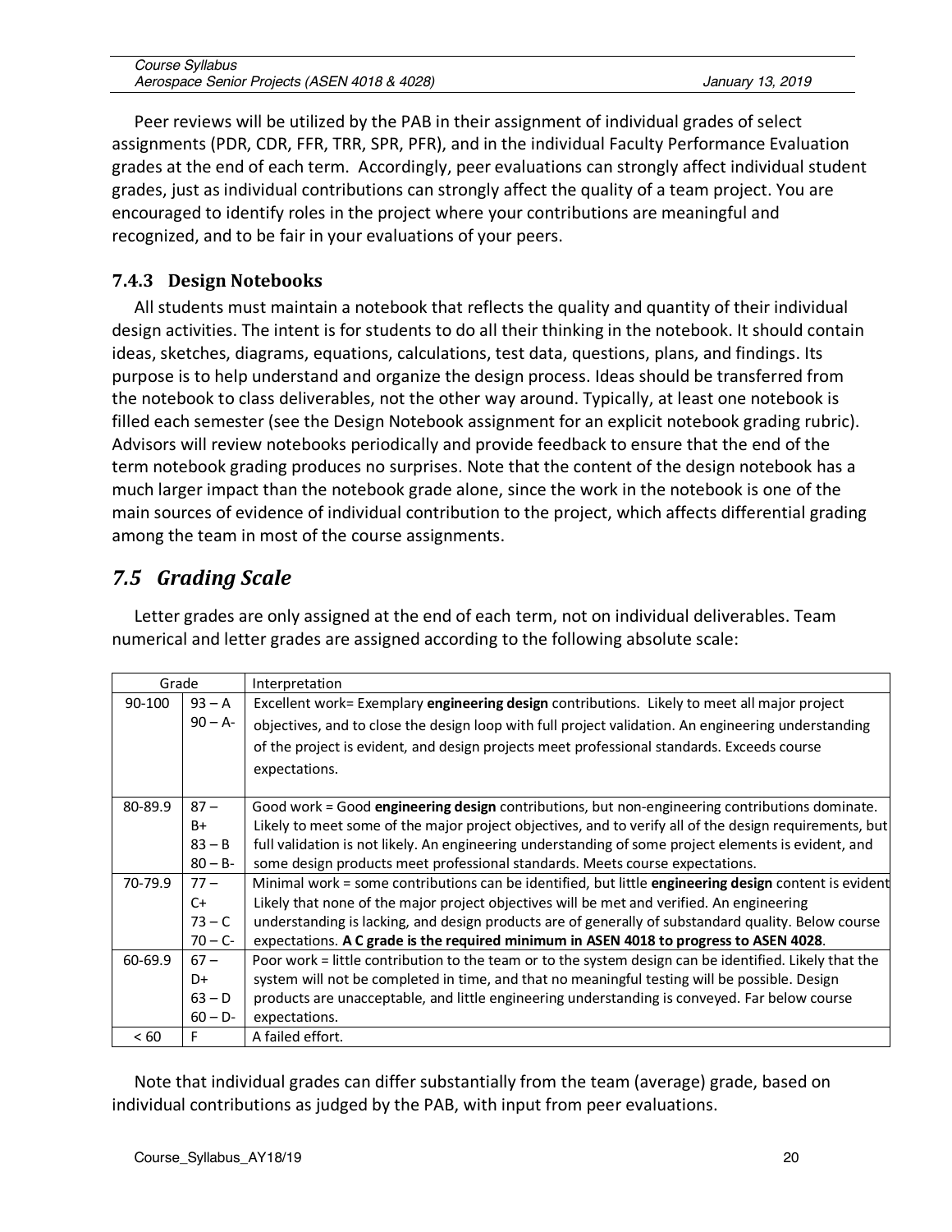Peer reviews will be utilized by the PAB in their assignment of individual grades of select assignments (PDR, CDR, FFR, TRR, SPR, PFR), and in the individual Faculty Performance Evaluation grades at the end of each term. Accordingly, peer evaluations can strongly affect individual student grades, just as individual contributions can strongly affect the quality of a team project. You are encouraged to identify roles in the project where your contributions are meaningful and recognized, and to be fair in your evaluations of your peers.

### 7.4.3 Design Notebooks

All students must maintain a notebook that reflects the quality and quantity of their individual design activities. The intent is for students to do all their thinking in the notebook. It should contain ideas, sketches, diagrams, equations, calculations, test data, questions, plans, and findings. Its purpose is to help understand and organize the design process. Ideas should be transferred from the notebook to class deliverables, not the other way around. Typically, at least one notebook is filled each semester (see the Design Notebook assignment for an explicit notebook grading rubric). Advisors will review notebooks periodically and provide feedback to ensure that the end of the term notebook grading produces no surprises. Note that the content of the design notebook has a much larger impact than the notebook grade alone, since the work in the notebook is one of the main sources of evidence of individual contribution to the project, which affects differential grading among the team in most of the course assignments.

## *7.5 Grading Scale*

Letter grades are only assigned at the end of each term, not on individual deliverables. Team numerical and letter grades are assigned according to the following absolute scale:

| Grade | | Interpretation |
|---|---|---|
| 90-100 | 93 – A<br>90 – A- | Excellent work= Exemplary **engineering design** contributions. Likely to meet all major project objectives, and to close the design loop with full project validation. An engineering understanding of the project is evident, and design projects meet professional standards. Exceeds course expectations. |
| 80-89.9 | 87 – B+<br>83 – B<br>80 – B- | Good work = Good **engineering design** contributions, but non-engineering contributions dominate. Likely to meet some of the major project objectives, and to verify all of the design requirements, but full validation is not likely. An engineering understanding of some project elements is evident, and some design products meet professional standards. Meets course expectations. |
| 70-79.9 | 77 – C+<br>73 – C<br>70 – C- | Minimal work = some contributions can be identified, but little **engineering design** content is evident Likely that none of the major project objectives will be met and verified. An engineering understanding is lacking, and design products are of generally of substandard quality. Below course expectations. **A C grade is the required minimum in ASEN 4018 to progress to ASEN 4028**. |
| 60-69.9 | 67 – D+<br>63 – D<br>60 – D- | Poor work = little contribution to the team or to the system design can be identified. Likely that the system will not be completed in time, and that no meaningful testing will be possible. Design products are unacceptable, and little engineering understanding is conveyed. Far below course expectations. |
| < 60 | F | A failed effort. |

Note that individual grades can differ substantially from the team (average) grade, based on individual contributions as judged by the PAB, with input from peer evaluations.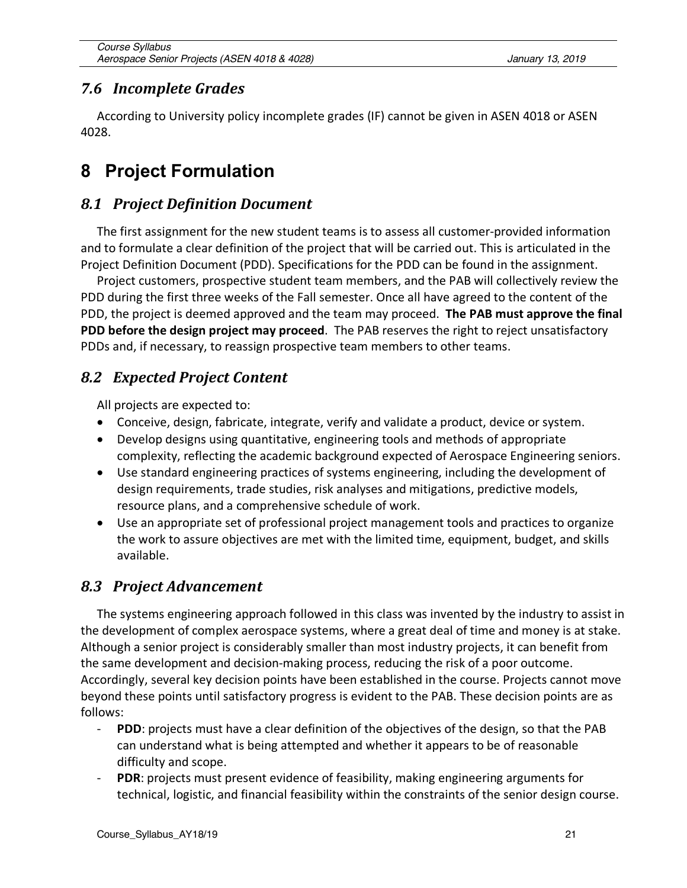### *7.6 Incomplete Grades*

According to University policy incomplete grades (IF) cannot be given in ASEN 4018 or ASEN 4028.

# 8 Project Formulation

### *8.1 Project Definition Document*

The first assignment for the new student teams is to assess all customer-provided information and to formulate a clear definition of the project that will be carried out. This is articulated in the Project Definition Document (PDD). Specifications for the PDD can be found in the assignment.

Project customers, prospective student team members, and the PAB will collectively review the PDD during the first three weeks of the Fall semester. Once all have agreed to the content of the PDD, the project is deemed approved and the team may proceed. **The PAB must approve the final PDD before the design project may proceed**. The PAB reserves the right to reject unsatisfactory PDDs and, if necessary, to reassign prospective team members to other teams.

### *8.2 Expected Project Content*

All projects are expected to:

- Conceive, design, fabricate, integrate, verify and validate a product, device or system.
- Develop designs using quantitative, engineering tools and methods of appropriate complexity, reflecting the academic background expected of Aerospace Engineering seniors.
- Use standard engineering practices of systems engineering, including the development of design requirements, trade studies, risk analyses and mitigations, predictive models, resource plans, and a comprehensive schedule of work.
- Use an appropriate set of professional project management tools and practices to organize the work to assure objectives are met with the limited time, equipment, budget, and skills available.

### *8.3 Project Advancement*

The systems engineering approach followed in this class was invented by the industry to assist in the development of complex aerospace systems, where a great deal of time and money is at stake. Although a senior project is considerably smaller than most industry projects, it can benefit from the same development and decision-making process, reducing the risk of a poor outcome. Accordingly, several key decision points have been established in the course. Projects cannot move beyond these points until satisfactory progress is evident to the PAB. These decision points are as follows:

- **PDD**: projects must have a clear definition of the objectives of the design, so that the PAB can understand what is being attempted and whether it appears to be of reasonable difficulty and scope.
- **PDR**: projects must present evidence of feasibility, making engineering arguments for technical, logistic, and financial feasibility within the constraints of the senior design course.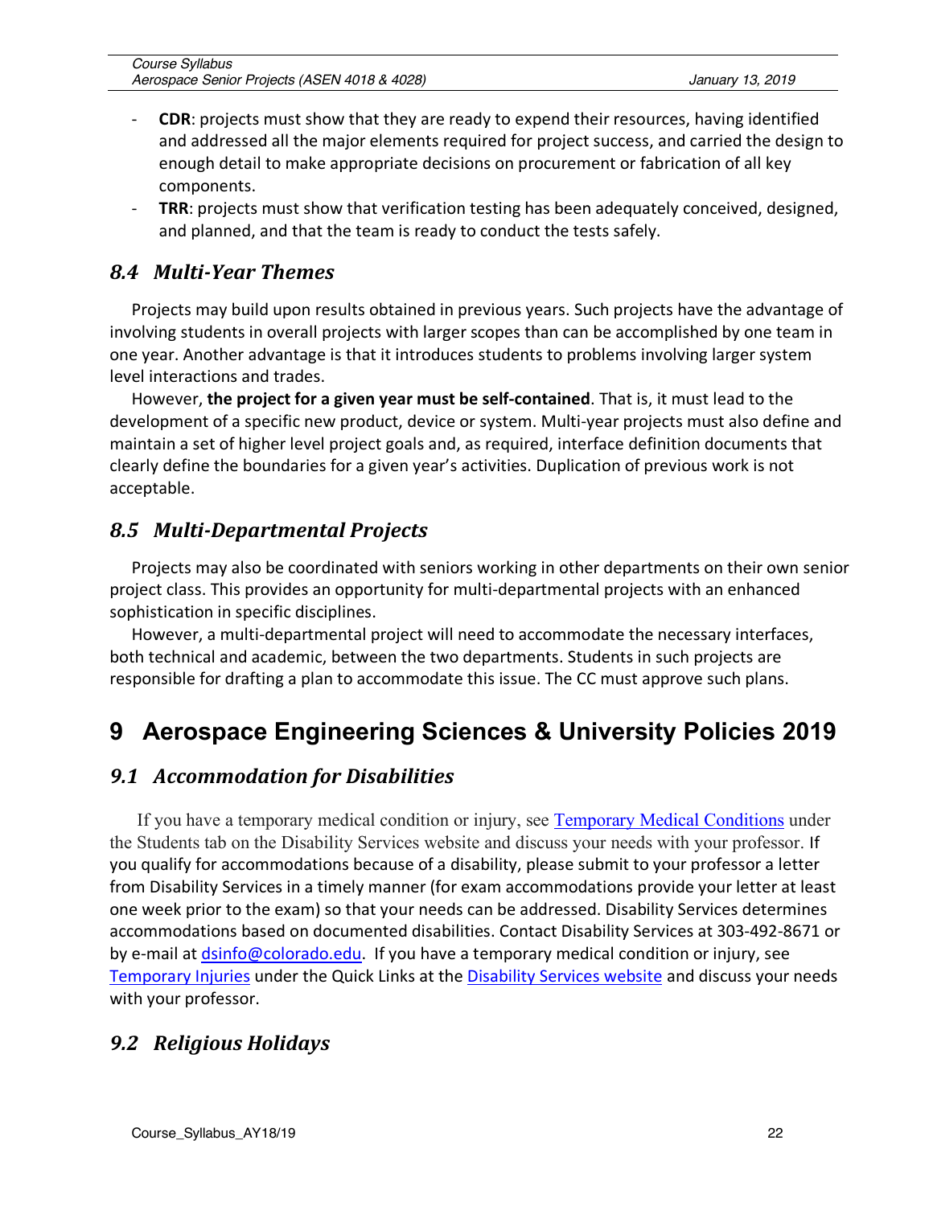- **CDR**: projects must show that they are ready to expend their resources, having identified and addressed all the major elements required for project success, and carried the design to enough detail to make appropriate decisions on procurement or fabrication of all key components.
- **TRR**: projects must show that verification testing has been adequately conceived, designed, and planned, and that the team is ready to conduct the tests safely.

## *8.4 Multi-Year Themes*

Projects may build upon results obtained in previous years. Such projects have the advantage of involving students in overall projects with larger scopes than can be accomplished by one team in one year. Another advantage is that it introduces students to problems involving larger system level interactions and trades.

However, **the project for a given year must be self-contained**. That is, it must lead to the development of a specific new product, device or system. Multi-year projects must also define and maintain a set of higher level project goals and, as required, interface definition documents that clearly define the boundaries for a given year's activities. Duplication of previous work is not acceptable.

## *8.5 Multi-Departmental Projects*

Projects may also be coordinated with seniors working in other departments on their own senior project class. This provides an opportunity for multi-departmental projects with an enhanced sophistication in specific disciplines.

However, a multi-departmental project will need to accommodate the necessary interfaces, both technical and academic, between the two departments. Students in such projects are responsible for drafting a plan to accommodate this issue. The CC must approve such plans.

# 9 Aerospace Engineering Sciences & University Policies 2019

## *9.1 Accommodation for Disabilities*

If you have a temporary medical condition or injury, see Temporary Medical Conditions under the Students tab on the Disability Services website and discuss your needs with your professor. If you qualify for accommodations because of a disability, please submit to your professor a letter from Disability Services in a timely manner (for exam accommodations provide your letter at least one week prior to the exam) so that your needs can be addressed. Disability Services determines accommodations based on documented disabilities. Contact Disability Services at 303-492-8671 or by e-mail at dsinfo@colorado.edu. If you have a temporary medical condition or injury, see Temporary Injuries under the Quick Links at the Disability Services website and discuss your needs with your professor.

## *9.2 Religious Holidays*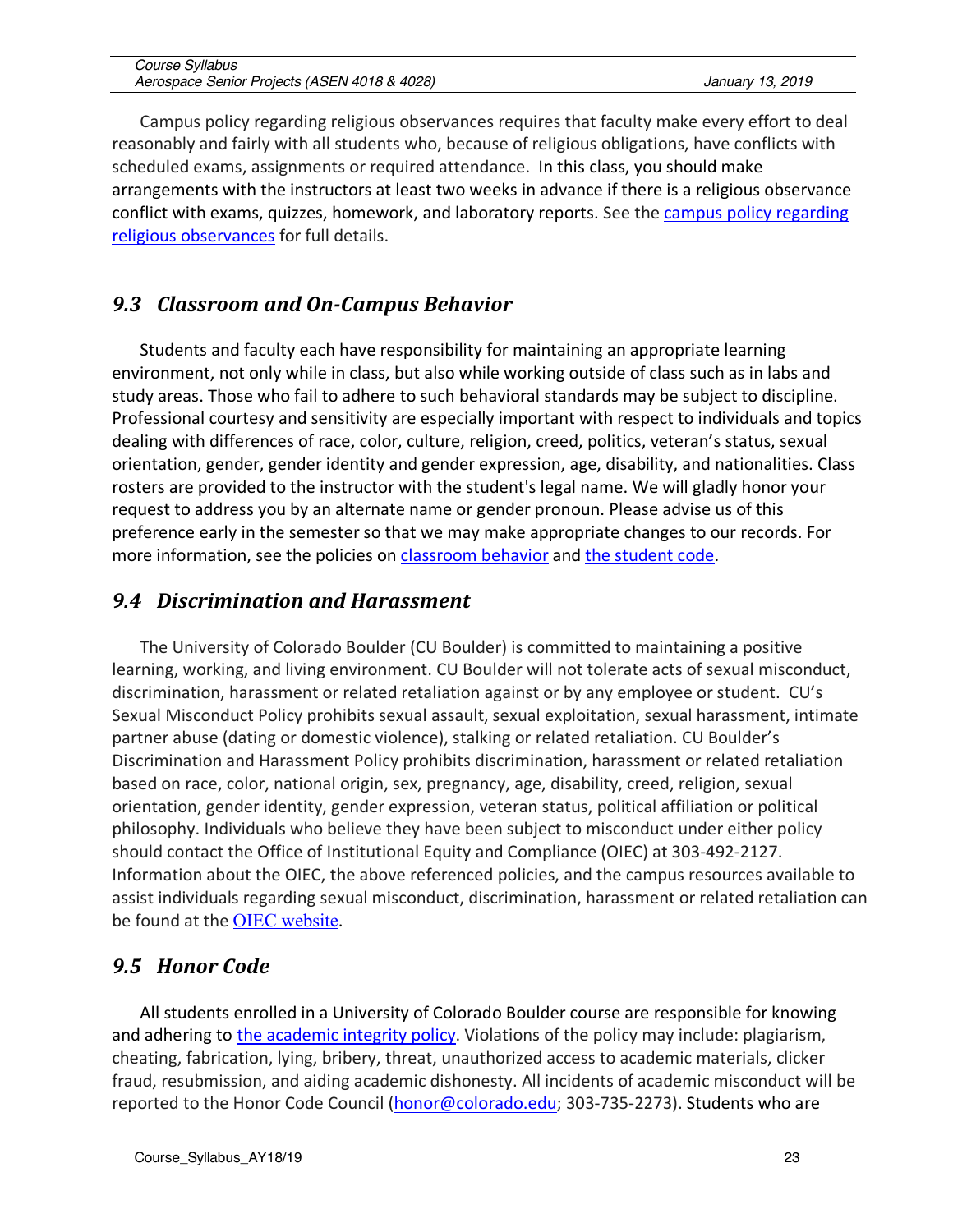Campus policy regarding religious observances requires that faculty make every effort to deal reasonably and fairly with all students who, because of religious obligations, have conflicts with scheduled exams, assignments or required attendance. In this class, you should make arrangements with the instructors at least two weeks in advance if there is a religious observance conflict with exams, quizzes, homework, and laboratory reports. See the [campus policy regarding religious observances]() for full details.

## *9.3 Classroom and On-Campus Behavior*

Students and faculty each have responsibility for maintaining an appropriate learning environment, not only while in class, but also while working outside of class such as in labs and study areas. Those who fail to adhere to such behavioral standards may be subject to discipline. Professional courtesy and sensitivity are especially important with respect to individuals and topics dealing with differences of race, color, culture, religion, creed, politics, veteran's status, sexual orientation, gender, gender identity and gender expression, age, disability, and nationalities. Class rosters are provided to the instructor with the student's legal name. We will gladly honor your request to address you by an alternate name or gender pronoun. Please advise us of this preference early in the semester so that we may make appropriate changes to our records. For more information, see the policies on [classroom behavior]() and [the student code]().

## *9.4 Discrimination and Harassment*

The University of Colorado Boulder (CU Boulder) is committed to maintaining a positive learning, working, and living environment. CU Boulder will not tolerate acts of sexual misconduct, discrimination, harassment or related retaliation against or by any employee or student. CU's Sexual Misconduct Policy prohibits sexual assault, sexual exploitation, sexual harassment, intimate partner abuse (dating or domestic violence), stalking or related retaliation. CU Boulder's Discrimination and Harassment Policy prohibits discrimination, harassment or related retaliation based on race, color, national origin, sex, pregnancy, age, disability, creed, religion, sexual orientation, gender identity, gender expression, veteran status, political affiliation or political philosophy. Individuals who believe they have been subject to misconduct under either policy should contact the Office of Institutional Equity and Compliance (OIEC) at 303-492-2127. Information about the OIEC, the above referenced policies, and the campus resources available to assist individuals regarding sexual misconduct, discrimination, harassment or related retaliation can be found at the [OIEC website]().

## *9.5 Honor Code*

All students enrolled in a University of Colorado Boulder course are responsible for knowing and adhering to [the academic integrity policy](). Violations of the policy may include: plagiarism, cheating, fabrication, lying, bribery, threat, unauthorized access to academic materials, clicker fraud, resubmission, and aiding academic dishonesty. All incidents of academic misconduct will be reported to the Honor Code Council (honor@colorado.edu; 303-735-2273). Students who are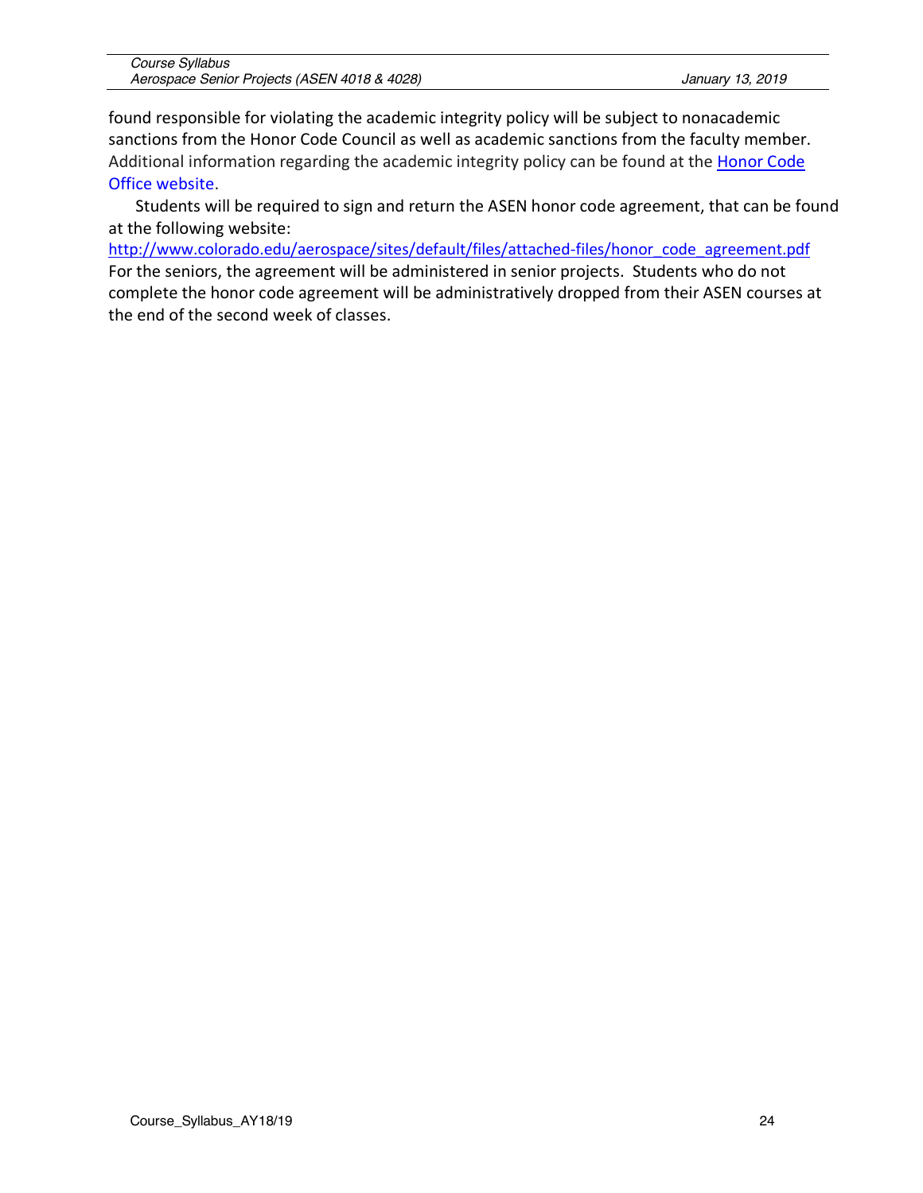found responsible for violating the academic integrity policy will be subject to nonacademic sanctions from the Honor Code Council as well as academic sanctions from the faculty member. Additional information regarding the academic integrity policy can be found at the Honor Code Office website.

Students will be required to sign and return the ASEN honor code agreement, that can be found at the following website:
http://www.colorado.edu/aerospace/sites/default/files/attached-files/honor_code_agreement.pdf
For the seniors, the agreement will be administered in senior projects. Students who do not complete the honor code agreement will be administratively dropped from their ASEN courses at the end of the second week of classes.